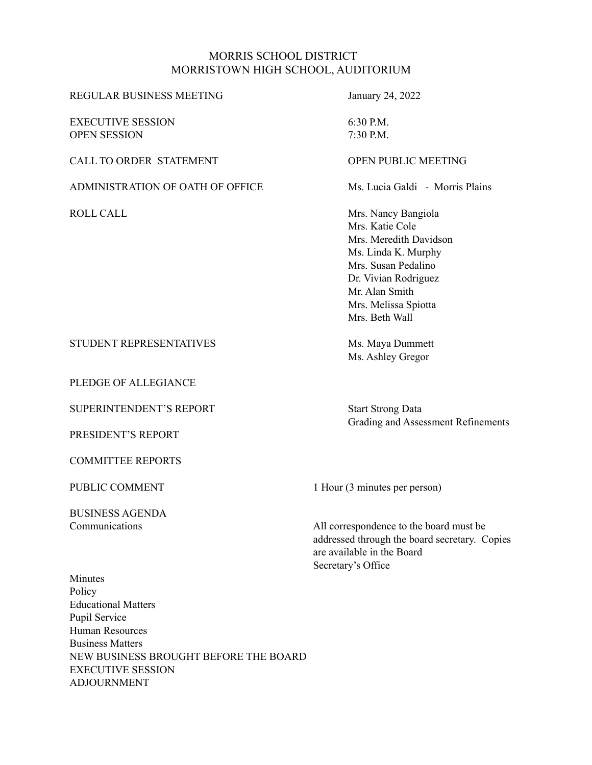# MORRIS SCHOOL DISTRICT
## MORRISTOWN HIGH SCHOOL, AUDITORIUM

| | |
|---|---|
| REGULAR BUSINESS MEETING | January 24, 2022 |
| EXECUTIVE SESSION | 6:30 P.M. |
| OPEN SESSION | 7:30 P.M. |
| CALL TO ORDER STATEMENT | OPEN PUBLIC MEETING |
| ADMINISTRATION OF OATH OF OFFICE | Ms. Lucia Galdi - Morris Plains |
| ROLL CALL | Mrs. Nancy Bangiola<br>Mrs. Katie Cole<br>Mrs. Meredith Davidson<br>Ms. Linda K. Murphy<br>Mrs. Susan Pedalino<br>Dr. Vivian Rodriguez<br>Mr. Alan Smith<br>Mrs. Melissa Spiotta<br>Mrs. Beth Wall |
| STUDENT REPRESENTATIVES | Ms. Maya Dummett<br>Ms. Ashley Gregor |
| PLEDGE OF ALLEGIANCE | |
| SUPERINTENDENT'S REPORT | Start Strong Data<br>Grading and Assessment Refinements |
| PRESIDENT'S REPORT | |
| COMMITTEE REPORTS | |
| PUBLIC COMMENT | 1 Hour (3 minutes per person) |
| BUSINESS AGENDA | |
| Communications | All correspondence to the board must be addressed through the board secretary. Copies are available in the Board Secretary's Office |

Minutes
Policy
Educational Matters
Pupil Service
Human Resources
Business Matters
NEW BUSINESS BROUGHT BEFORE THE BOARD
EXECUTIVE SESSION
ADJOURNMENT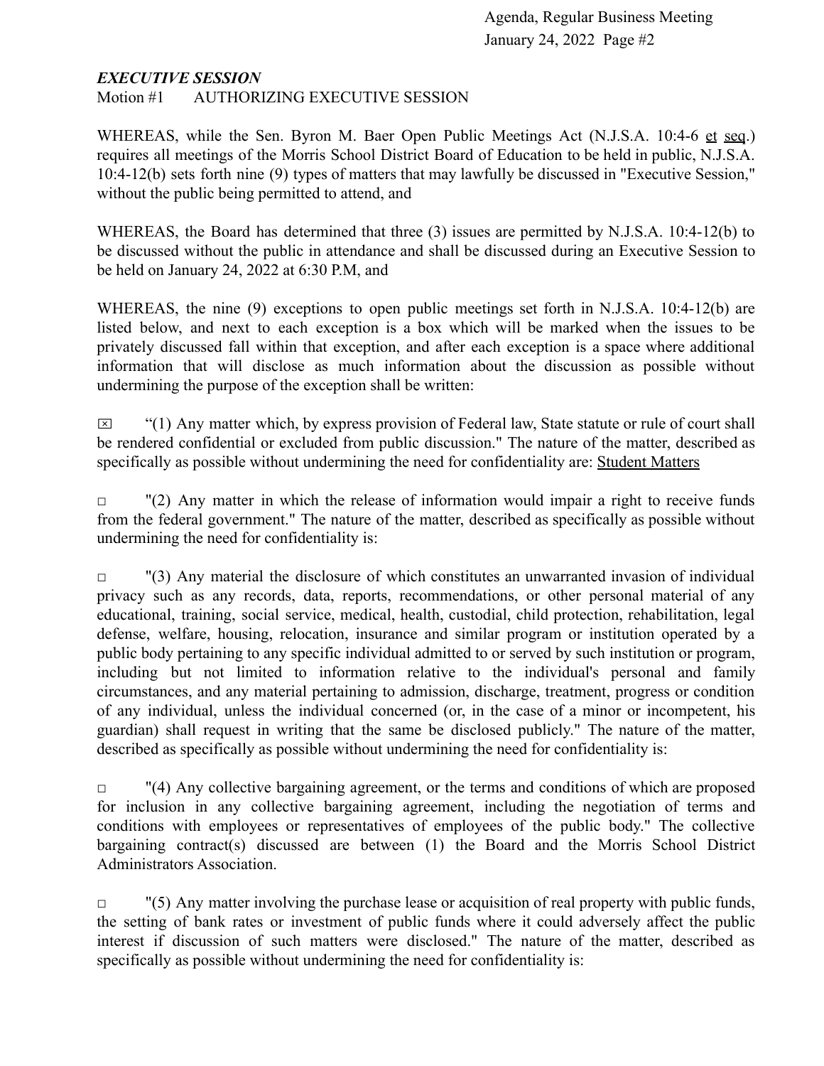### *EXECUTIVE SESSION*

Motion #1 AUTHORIZING EXECUTIVE SESSION

WHEREAS, while the Sen. Byron M. Baer Open Public Meetings Act (N.J.S.A. 10:4-6 et seq.) requires all meetings of the Morris School District Board of Education to be held in public, N.J.S.A. 10:4-12(b) sets forth nine (9) types of matters that may lawfully be discussed in "Executive Session," without the public being permitted to attend, and

WHEREAS, the Board has determined that three (3) issues are permitted by N.J.S.A. 10:4-12(b) to be discussed without the public in attendance and shall be discussed during an Executive Session to be held on January 24, 2022 at 6:30 P.M, and

WHEREAS, the nine (9) exceptions to open public meetings set forth in N.J.S.A. 10:4-12(b) are listed below, and next to each exception is a box which will be marked when the issues to be privately discussed fall within that exception, and after each exception is a space where additional information that will disclose as much information about the discussion as possible without undermining the purpose of the exception shall be written:

☒ "(1) Any matter which, by express provision of Federal law, State statute or rule of court shall be rendered confidential or excluded from public discussion." The nature of the matter, described as specifically as possible without undermining the need for confidentiality are: Student Matters

☐ "(2) Any matter in which the release of information would impair a right to receive funds from the federal government." The nature of the matter, described as specifically as possible without undermining the need for confidentiality is:

☐ "(3) Any material the disclosure of which constitutes an unwarranted invasion of individual privacy such as any records, data, reports, recommendations, or other personal material of any educational, training, social service, medical, health, custodial, child protection, rehabilitation, legal defense, welfare, housing, relocation, insurance and similar program or institution operated by a public body pertaining to any specific individual admitted to or served by such institution or program, including but not limited to information relative to the individual's personal and family circumstances, and any material pertaining to admission, discharge, treatment, progress or condition of any individual, unless the individual concerned (or, in the case of a minor or incompetent, his guardian) shall request in writing that the same be disclosed publicly." The nature of the matter, described as specifically as possible without undermining the need for confidentiality is:

☐ "(4) Any collective bargaining agreement, or the terms and conditions of which are proposed for inclusion in any collective bargaining agreement, including the negotiation of terms and conditions with employees or representatives of employees of the public body." The collective bargaining contract(s) discussed are between (1) the Board and the Morris School District Administrators Association.

☐ "(5) Any matter involving the purchase lease or acquisition of real property with public funds, the setting of bank rates or investment of public funds where it could adversely affect the public interest if discussion of such matters were disclosed." The nature of the matter, described as specifically as possible without undermining the need for confidentiality is: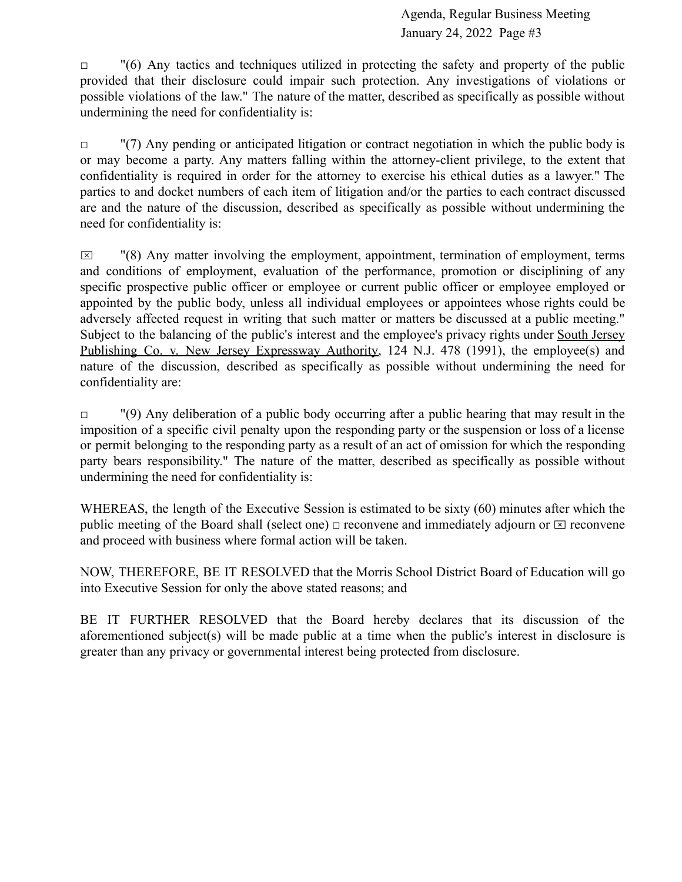□ "(6) Any tactics and techniques utilized in protecting the safety and property of the public provided that their disclosure could impair such protection. Any investigations of violations or possible violations of the law." The nature of the matter, described as specifically as possible without undermining the need for confidentiality is:

□ "(7) Any pending or anticipated litigation or contract negotiation in which the public body is or may become a party. Any matters falling within the attorney-client privilege, to the extent that confidentiality is required in order for the attorney to exercise his ethical duties as a lawyer." The parties to and docket numbers of each item of litigation and/or the parties to each contract discussed are and the nature of the discussion, described as specifically as possible without undermining the need for confidentiality is:

☒ "(8) Any matter involving the employment, appointment, termination of employment, terms and conditions of employment, evaluation of the performance, promotion or disciplining of any specific prospective public officer or employee or current public officer or employee employed or appointed by the public body, unless all individual employees or appointees whose rights could be adversely affected request in writing that such matter or matters be discussed at a public meeting." Subject to the balancing of the public's interest and the employee's privacy rights under <u>South Jersey Publishing Co. v. New Jersey Expressway Authority</u>, 124 N.J. 478 (1991), the employee(s) and nature of the discussion, described as specifically as possible without undermining the need for confidentiality are:

□ "(9) Any deliberation of a public body occurring after a public hearing that may result in the imposition of a specific civil penalty upon the responding party or the suspension or loss of a license or permit belonging to the responding party as a result of an act of omission for which the responding party bears responsibility." The nature of the matter, described as specifically as possible without undermining the need for confidentiality is:

WHEREAS, the length of the Executive Session is estimated to be sixty (60) minutes after which the public meeting of the Board shall (select one) □ reconvene and immediately adjourn or ☒ reconvene and proceed with business where formal action will be taken.

NOW, THEREFORE, BE IT RESOLVED that the Morris School District Board of Education will go into Executive Session for only the above stated reasons; and

BE IT FURTHER RESOLVED that the Board hereby declares that its discussion of the aforementioned subject(s) will be made public at a time when the public's interest in disclosure is greater than any privacy or governmental interest being protected from disclosure.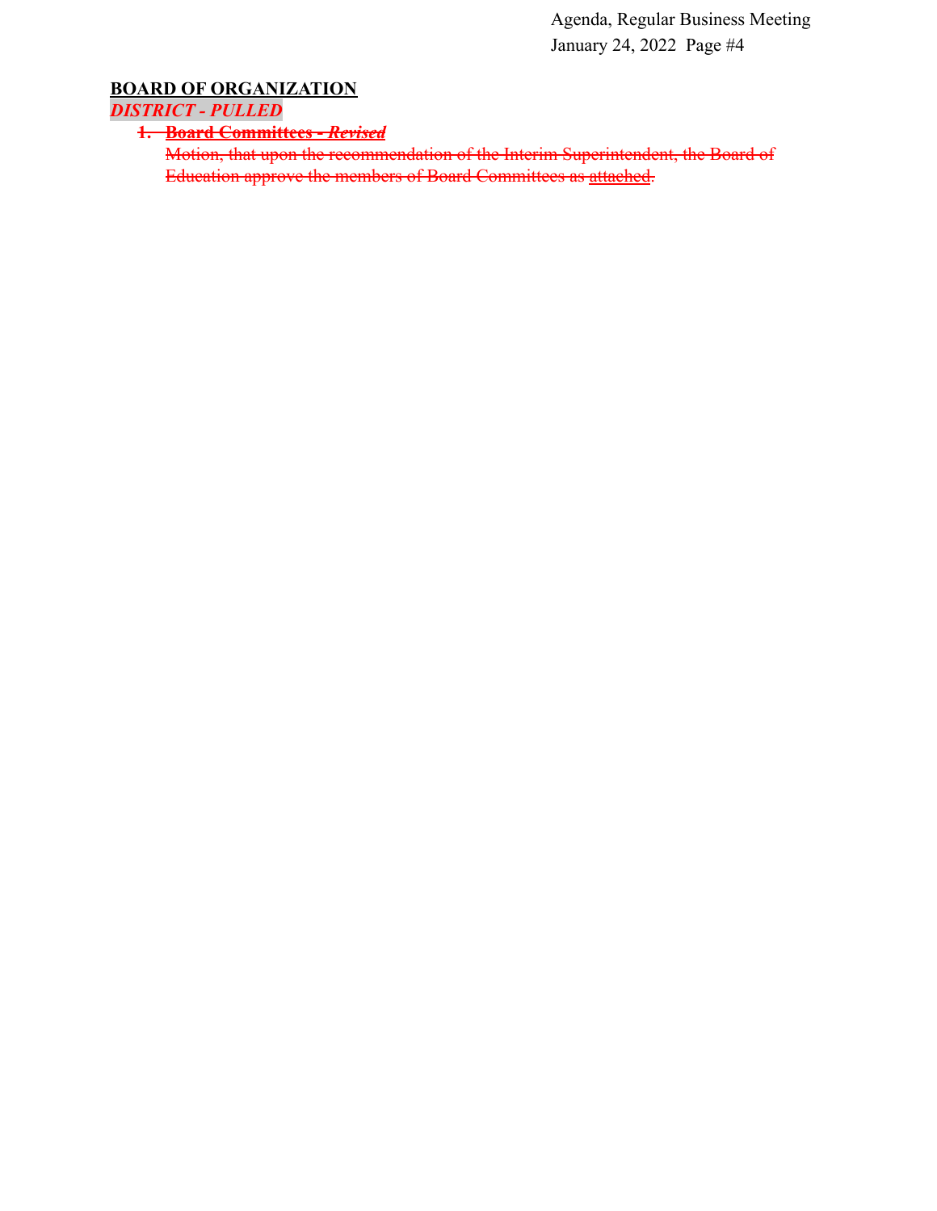## BOARD OF ORGANIZATION

***DISTRICT - PULLED***

1. ~~**Board Committees -** ***Revised***~~

   ~~Motion, that upon the recommendation of the Interim Superintendent, the Board of Education approve the members of Board Committees as attached.~~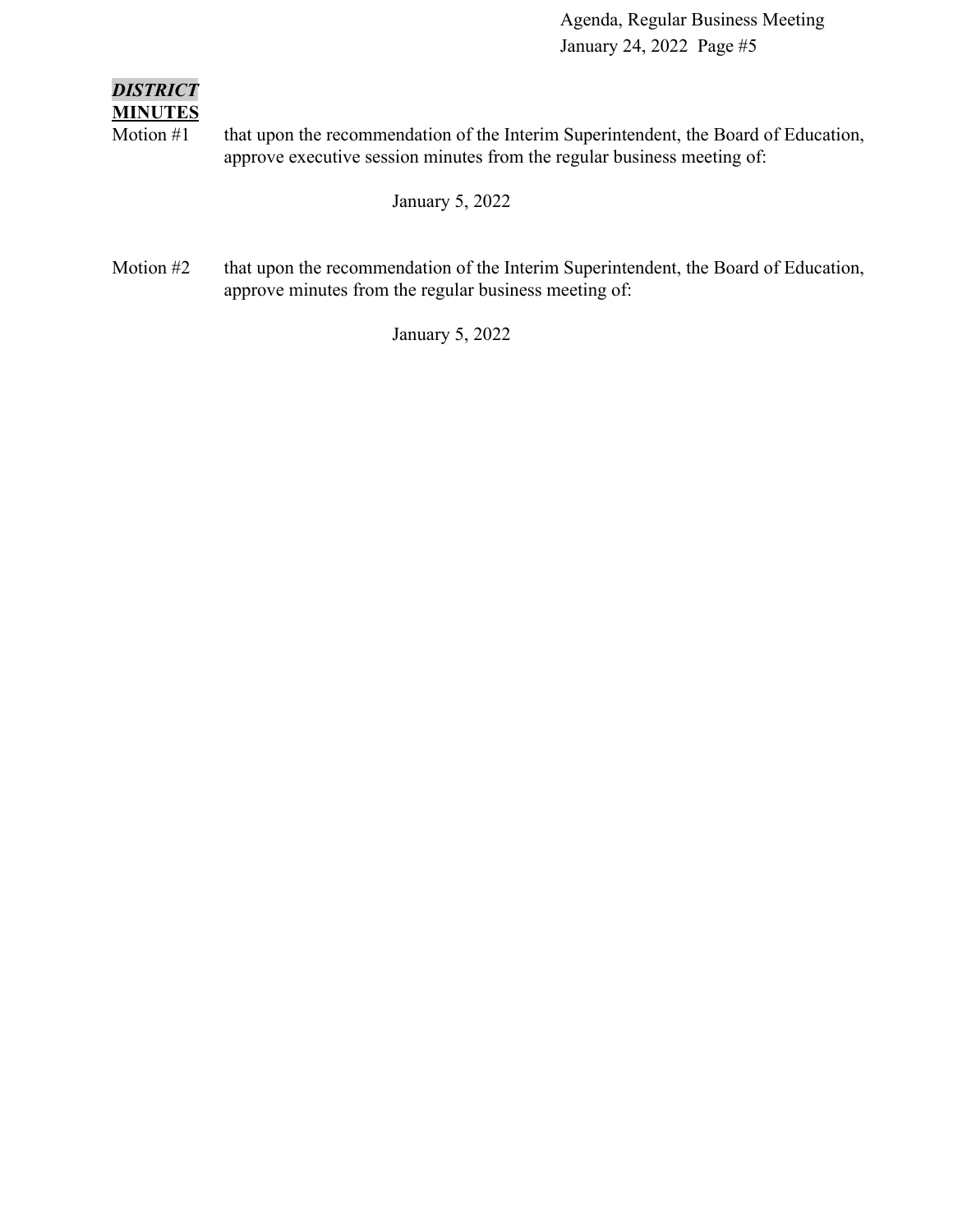***DISTRICT***

**MINUTES**

Motion #1 that upon the recommendation of the Interim Superintendent, the Board of Education, approve executive session minutes from the regular business meeting of:

January 5, 2022

Motion #2 that upon the recommendation of the Interim Superintendent, the Board of Education, approve minutes from the regular business meeting of:

January 5, 2022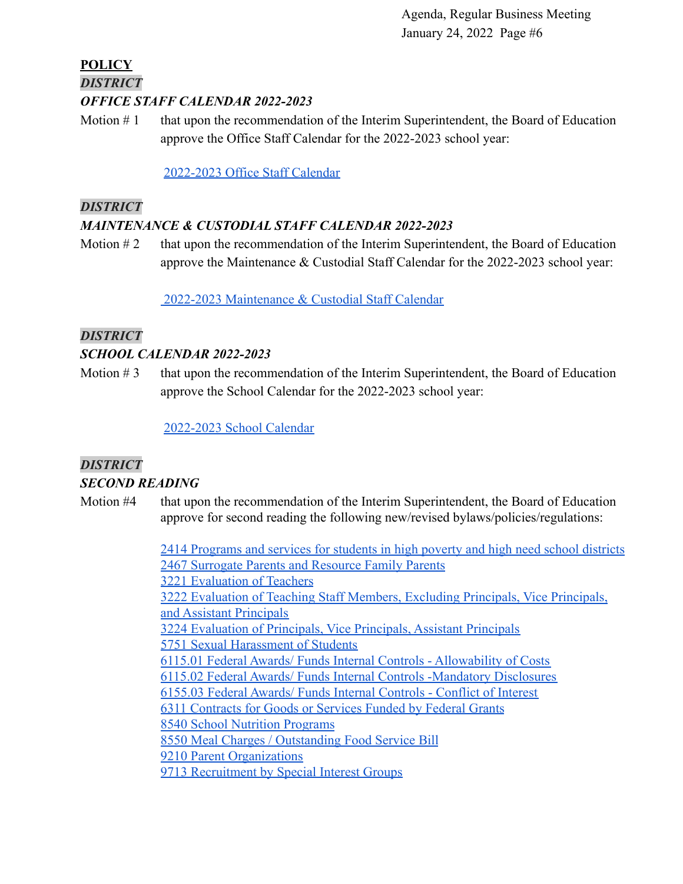## POLICY

***DISTRICT***

***OFFICE STAFF CALENDAR 2022-2023***

Motion # 1 that upon the recommendation of the Interim Superintendent, the Board of Education approve the Office Staff Calendar for the 2022-2023 school year:

2022-2023 Office Staff Calendar

***DISTRICT***

***MAINTENANCE & CUSTODIAL STAFF CALENDAR 2022-2023***

Motion # 2 that upon the recommendation of the Interim Superintendent, the Board of Education approve the Maintenance & Custodial Staff Calendar for the 2022-2023 school year:

2022-2023 Maintenance & Custodial Staff Calendar

***DISTRICT***

***SCHOOL CALENDAR 2022-2023***

Motion # 3 that upon the recommendation of the Interim Superintendent, the Board of Education approve the School Calendar for the 2022-2023 school year:

2022-2023 School Calendar

***DISTRICT***

***SECOND READING***

Motion #4 that upon the recommendation of the Interim Superintendent, the Board of Education approve for second reading the following new/revised bylaws/policies/regulations:

2414 Programs and services for students in high poverty and high need school districts
2467 Surrogate Parents and Resource Family Parents
3221 Evaluation of Teachers
3222 Evaluation of Teaching Staff Members, Excluding Principals, Vice Principals, and Assistant Principals
3224 Evaluation of Principals, Vice Principals, Assistant Principals
5751 Sexual Harassment of Students
6115.01 Federal Awards/ Funds Internal Controls - Allowability of Costs
6115.02 Federal Awards/ Funds Internal Controls -Mandatory Disclosures
6155.03 Federal Awards/ Funds Internal Controls - Conflict of Interest
6311 Contracts for Goods or Services Funded by Federal Grants
8540 School Nutrition Programs
8550 Meal Charges / Outstanding Food Service Bill
9210 Parent Organizations
9713 Recruitment by Special Interest Groups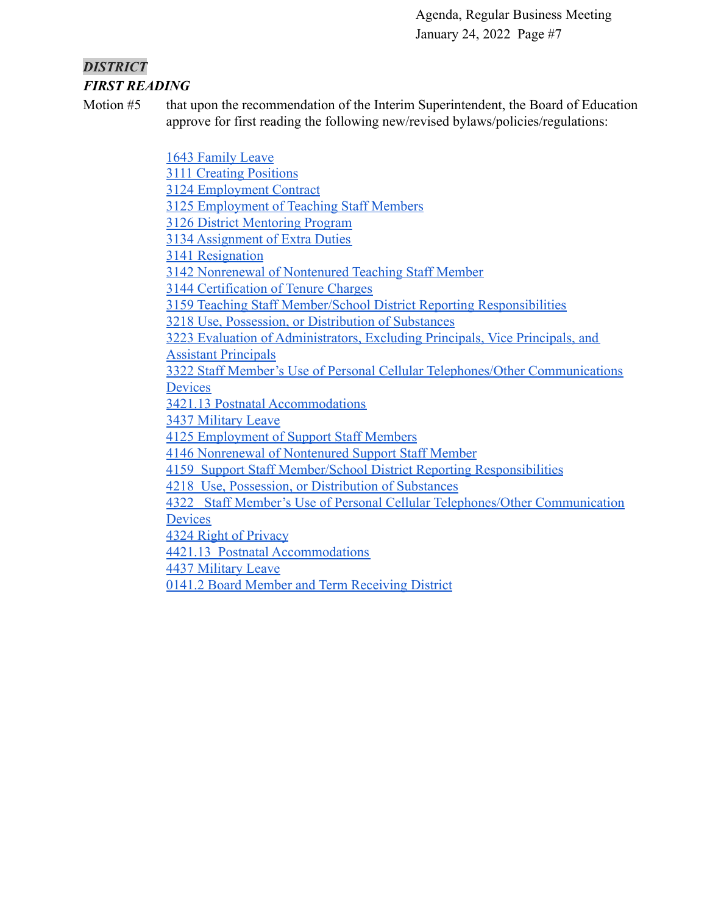***DISTRICT***

***FIRST READING***

Motion #5 that upon the recommendation of the Interim Superintendent, the Board of Education approve for first reading the following new/revised bylaws/policies/regulations:

1643 Family Leave
3111 Creating Positions
3124 Employment Contract
3125 Employment of Teaching Staff Members
3126 District Mentoring Program
3134 Assignment of Extra Duties
3141 Resignation
3142 Nonrenewal of Nontenured Teaching Staff Member
3144 Certification of Tenure Charges
3159 Teaching Staff Member/School District Reporting Responsibilities
3218 Use, Possession, or Distribution of Substances
3223 Evaluation of Administrators, Excluding Principals, Vice Principals, and Assistant Principals
3322 Staff Member's Use of Personal Cellular Telephones/Other Communications Devices
3421.13 Postnatal Accommodations
3437 Military Leave
4125 Employment of Support Staff Members
4146 Nonrenewal of Nontenured Support Staff Member
4159 Support Staff Member/School District Reporting Responsibilities
4218 Use, Possession, or Distribution of Substances
4322 Staff Member's Use of Personal Cellular Telephones/Other Communication Devices
4324 Right of Privacy
4421.13 Postnatal Accommodations
4437 Military Leave
0141.2 Board Member and Term Receiving District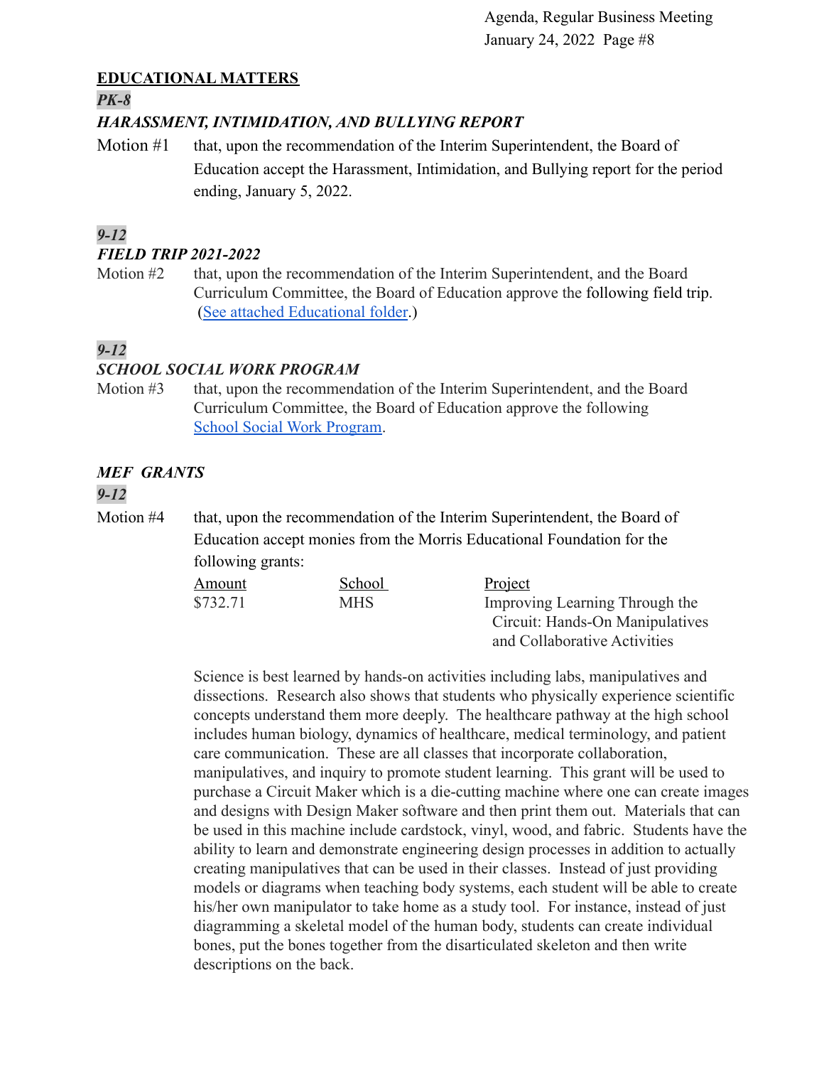## EDUCATIONAL MATTERS

***PK-8***

***HARASSMENT, INTIMIDATION, AND BULLYING REPORT***

Motion #1 that, upon the recommendation of the Interim Superintendent, the Board of Education accept the Harassment, Intimidation, and Bullying report for the period ending, January 5, 2022.

***9-12***

***FIELD TRIP 2021-2022***

Motion #2 that, upon the recommendation of the Interim Superintendent, and the Board Curriculum Committee, the Board of Education approve the following field trip. (See attached Educational folder.)

***9-12***

***SCHOOL SOCIAL WORK PROGRAM***

Motion #3 that, upon the recommendation of the Interim Superintendent, and the Board Curriculum Committee, the Board of Education approve the following School Social Work Program.

***MEF GRANTS***

***9-12***

Motion #4 that, upon the recommendation of the Interim Superintendent, the Board of Education accept monies from the Morris Educational Foundation for the following grants:

| Amount | School | Project |
|---|---|---|
| $732.71 | MHS | Improving Learning Through the Circuit: Hands-On Manipulatives and Collaborative Activities |

Science is best learned by hands-on activities including labs, manipulatives and dissections. Research also shows that students who physically experience scientific concepts understand them more deeply. The healthcare pathway at the high school includes human biology, dynamics of healthcare, medical terminology, and patient care communication. These are all classes that incorporate collaboration, manipulatives, and inquiry to promote student learning. This grant will be used to purchase a Circuit Maker which is a die-cutting machine where one can create images and designs with Design Maker software and then print them out. Materials that can be used in this machine include cardstock, vinyl, wood, and fabric. Students have the ability to learn and demonstrate engineering design processes in addition to actually creating manipulatives that can be used in their classes. Instead of just providing models or diagrams when teaching body systems, each student will be able to create his/her own manipulator to take home as a study tool. For instance, instead of just diagramming a skeletal model of the human body, students can create individual bones, put the bones together from the disarticulated skeleton and then write descriptions on the back.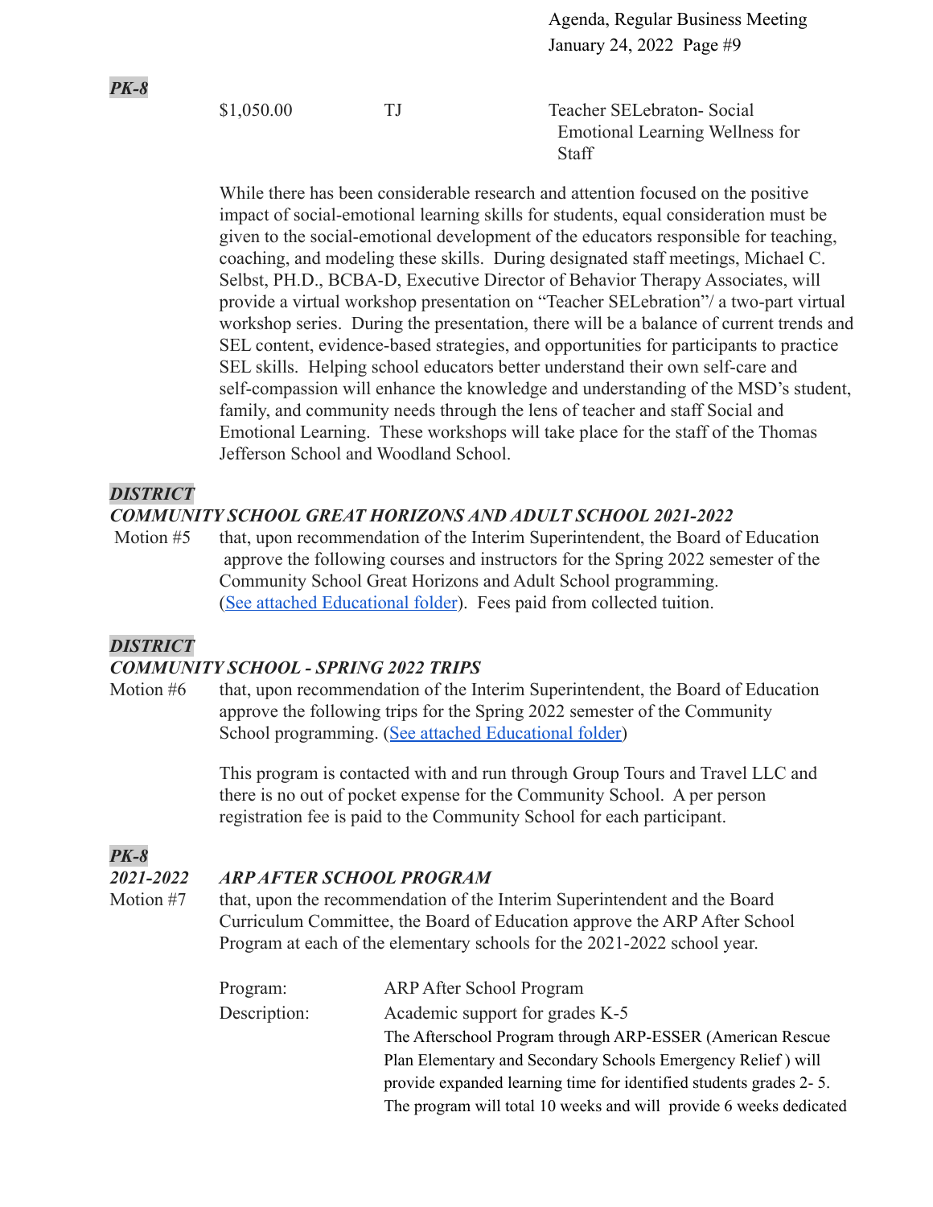***PK-8***

| | | |
|---|---|---|
| $1,050.00 | TJ | Teacher SELebraton- Social Emotional Learning Wellness for Staff |

While there has been considerable research and attention focused on the positive impact of social-emotional learning skills for students, equal consideration must be given to the social-emotional development of the educators responsible for teaching, coaching, and modeling these skills. During designated staff meetings, Michael C. Selbst, PH.D., BCBA-D, Executive Director of Behavior Therapy Associates, will provide a virtual workshop presentation on "Teacher SELebration"/ a two-part virtual workshop series. During the presentation, there will be a balance of current trends and SEL content, evidence-based strategies, and opportunities for participants to practice SEL skills. Helping school educators better understand their own self-care and self-compassion will enhance the knowledge and understanding of the MSD's student, family, and community needs through the lens of teacher and staff Social and Emotional Learning. These workshops will take place for the staff of the Thomas Jefferson School and Woodland School.

***DISTRICT***

***COMMUNITY SCHOOL GREAT HORIZONS AND ADULT SCHOOL 2021-2022***

Motion #5 that, upon recommendation of the Interim Superintendent, the Board of Education approve the following courses and instructors for the Spring 2022 semester of the Community School Great Horizons and Adult School programming. (See attached Educational folder). Fees paid from collected tuition.

***DISTRICT***

***COMMUNITY SCHOOL - SPRING 2022 TRIPS***

Motion #6 that, upon recommendation of the Interim Superintendent, the Board of Education approve the following trips for the Spring 2022 semester of the Community School programming. (See attached Educational folder)

This program is contacted with and run through Group Tours and Travel LLC and there is no out of pocket expense for the Community School. A per person registration fee is paid to the Community School for each participant.

***PK-8***

***2021-2022 ARP AFTER SCHOOL PROGRAM***

Motion #7 that, upon the recommendation of the Interim Superintendent and the Board Curriculum Committee, the Board of Education approve the ARP After School Program at each of the elementary schools for the 2021-2022 school year.

Program: ARP After School Program

Description: Academic support for grades K-5

The Afterschool Program through ARP-ESSER (American Rescue Plan Elementary and Secondary Schools Emergency Relief ) will provide expanded learning time for identified students grades 2- 5. The program will total 10 weeks and will provide 6 weeks dedicated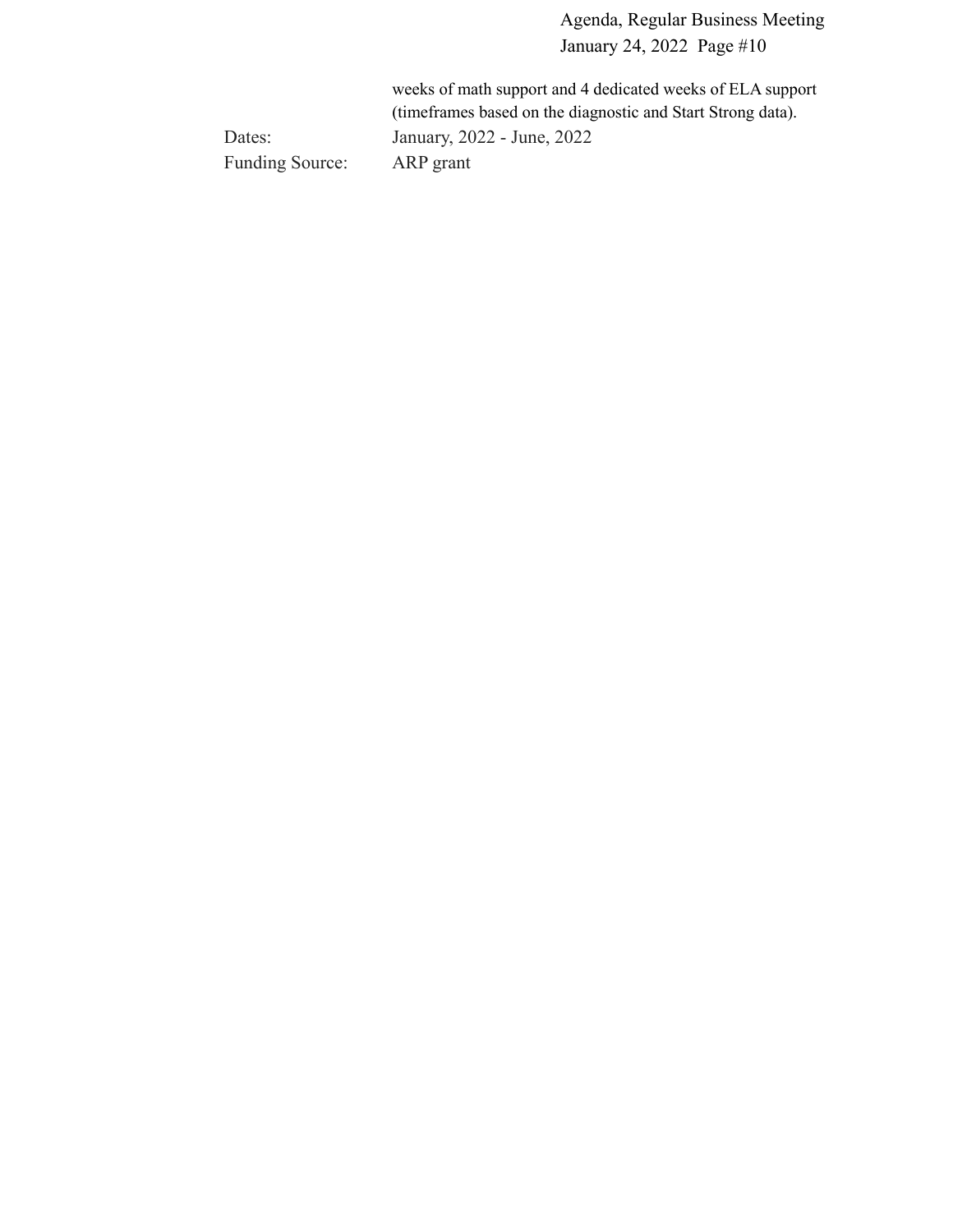weeks of math support and 4 dedicated weeks of ELA support (timeframes based on the diagnostic and Start Strong data).

Dates: January, 2022 - June, 2022

Funding Source: ARP grant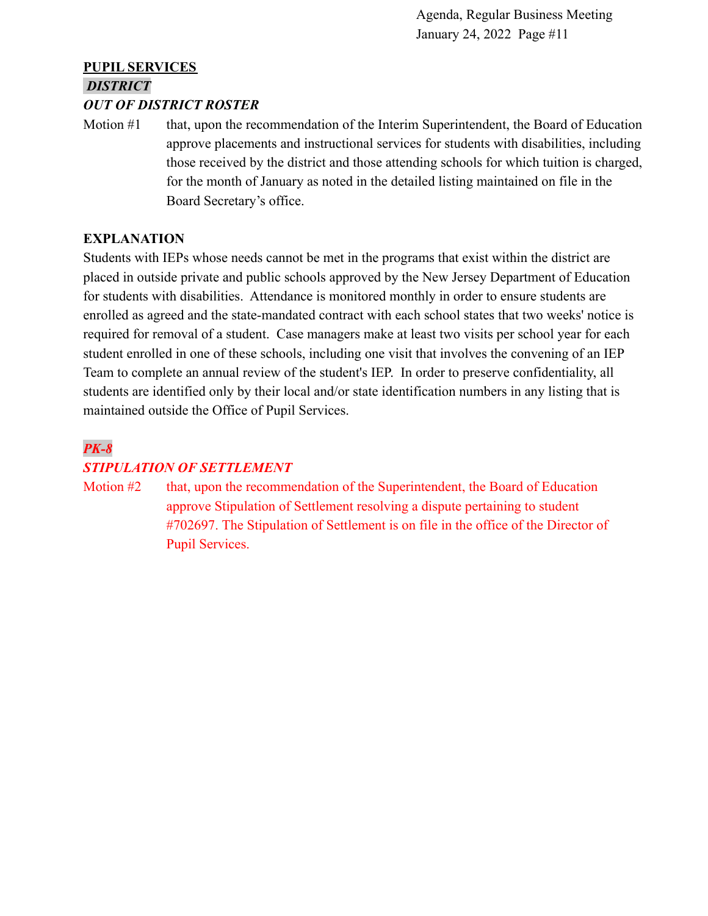## PUPIL SERVICES

***DISTRICT***

***OUT OF DISTRICT ROSTER***

Motion #1 that, upon the recommendation of the Interim Superintendent, the Board of Education approve placements and instructional services for students with disabilities, including those received by the district and those attending schools for which tuition is charged, for the month of January as noted in the detailed listing maintained on file in the Board Secretary's office.

**EXPLANATION**

Students with IEPs whose needs cannot be met in the programs that exist within the district are placed in outside private and public schools approved by the New Jersey Department of Education for students with disabilities. Attendance is monitored monthly in order to ensure students are enrolled as agreed and the state-mandated contract with each school states that two weeks' notice is required for removal of a student. Case managers make at least two visits per school year for each student enrolled in one of these schools, including one visit that involves the convening of an IEP Team to complete an annual review of the student's IEP. In order to preserve confidentiality, all students are identified only by their local and/or state identification numbers in any listing that is maintained outside the Office of Pupil Services.

***PK-8***

***STIPULATION OF SETTLEMENT***

Motion #2 that, upon the recommendation of the Superintendent, the Board of Education approve Stipulation of Settlement resolving a dispute pertaining to student #702697. The Stipulation of Settlement is on file in the office of the Director of Pupil Services.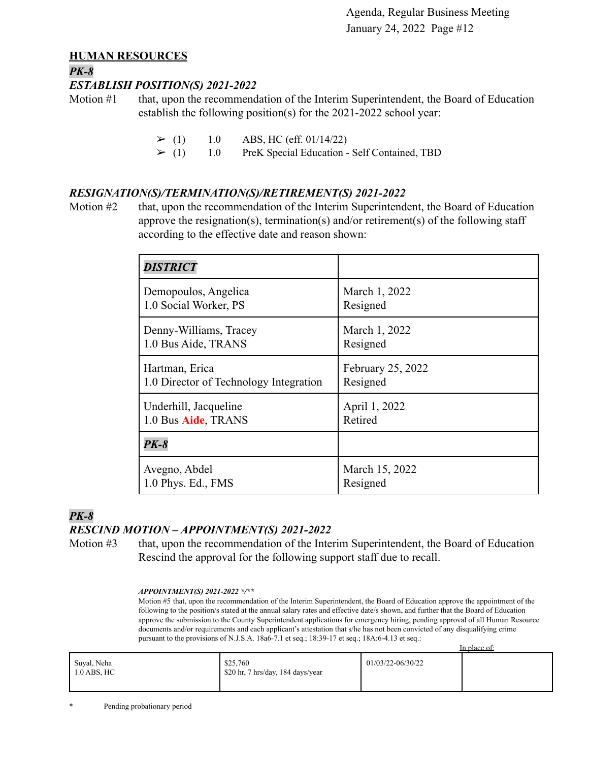## HUMAN RESOURCES

***PK-8***

***ESTABLISH POSITION(S) 2021-2022***

Motion #1 that, upon the recommendation of the Interim Superintendent, the Board of Education establish the following position(s) for the 2021-2022 school year:

- ➢ (1) 1.0 ABS, HC (eff. 01/14/22)
- ➢ (1) 1.0 PreK Special Education - Self Contained, TBD

***RESIGNATION(S)/TERMINATION(S)/RETIREMENT(S) 2021-2022***

Motion #2 that, upon the recommendation of the Interim Superintendent, the Board of Education approve the resignation(s), termination(s) and/or retirement(s) of the following staff according to the effective date and reason shown:

| ***DISTRICT*** | |
|---|---|
| Demopoulos, Angelica<br>1.0 Social Worker, PS | March 1, 2022<br>Resigned |
| Denny-Williams, Tracey<br>1.0 Bus Aide, TRANS | March 1, 2022<br>Resigned |
| Hartman, Erica<br>1.0 Director of Technology Integration | February 25, 2022<br>Resigned |
| Underhill, Jacqueline<br>1.0 Bus **Aide**, TRANS | April 1, 2022<br>Retired |
| ***PK-8*** | |
| Avegno, Abdel<br>1.0 Phys. Ed., FMS | March 15, 2022<br>Resigned |

***PK-8***

***RESCIND MOTION – APPOINTMENT(S) 2021-2022***

Motion #3 that, upon the recommendation of the Interim Superintendent, the Board of Education Rescind the approval for the following support staff due to recall.

***APPOINTMENT(S) 2021-2022 */\*\****

Motion #5 that, upon the recommendation of the Interim Superintendent, the Board of Education approve the appointment of the following to the position/s stated at the annual salary rates and effective date/s shown, and further that the Board of Education approve the submission to the County Superintendent applications for emergency hiring, pending approval of all Human Resource documents and/or requirements and each applicant's attestation that s/he has not been convicted of any disqualifying crime pursuant to the provisions of N.J.S.A. 18a6-7.1 et seq.; 18:39-17 et seq.; 18A:6-4.13 et seq.:

| | | | In place of: |
|---|---|---|---|
| Suyal, Neha<br>1.0 ABS, HC | $25,760<br>$20 hr, 7 hrs/day, 184 days/year | 01/03/22-06/30/22 | |

\* Pending probationary period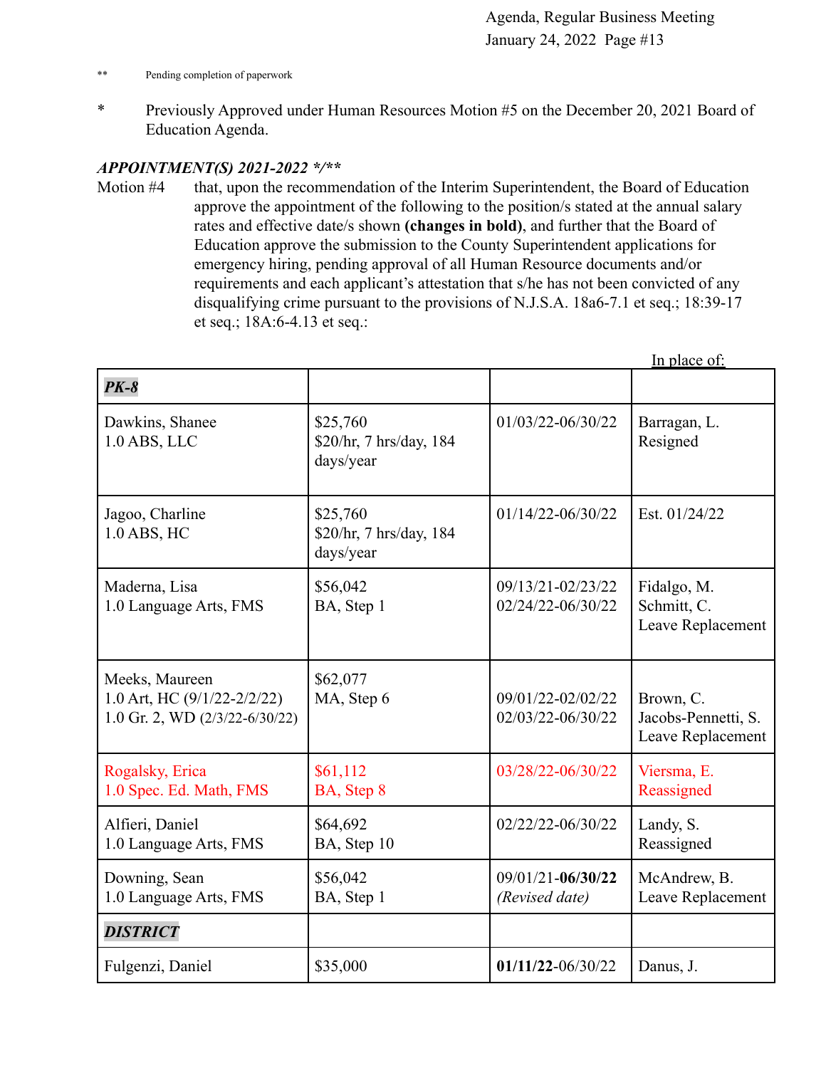** Pending completion of paperwork

* Previously Approved under Human Resources Motion #5 on the December 20, 2021 Board of Education Agenda.

***APPOINTMENT(S) 2021-2022 */*****

Motion #4 that, upon the recommendation of the Interim Superintendent, the Board of Education approve the appointment of the following to the position/s stated at the annual salary rates and effective date/s shown **(changes in bold)**, and further that the Board of Education approve the submission to the County Superintendent applications for emergency hiring, pending approval of all Human Resource documents and/or requirements and each applicant's attestation that s/he has not been convicted of any disqualifying crime pursuant to the provisions of N.J.S.A. 18a6-7.1 et seq.; 18:39-17 et seq.; 18A:6-4.13 et seq.:

| | | | In place of: |
|---|---|---|---|
| ***PK-8*** | | | |
| Dawkins, Shanee<br>1.0 ABS, LLC | $25,760<br>$20/hr, 7 hrs/day, 184 days/year | 01/03/22-06/30/22 | Barragan, L.<br>Resigned |
| Jagoo, Charline<br>1.0 ABS, HC | $25,760<br>$20/hr, 7 hrs/day, 184 days/year | 01/14/22-06/30/22 | Est. 01/24/22 |
| Maderna, Lisa<br>1.0 Language Arts, FMS | $56,042<br>BA, Step 1 | 09/13/21-02/23/22<br>02/24/22-06/30/22 | Fidalgo, M.<br>Schmitt, C.<br>Leave Replacement |
| Meeks, Maureen<br>1.0 Art, HC (9/1/22-2/2/22)<br>1.0 Gr. 2, WD (2/3/22-6/30/22) | $62,077<br>MA, Step 6 | 09/01/22-02/02/22<br>02/03/22-06/30/22 | Brown, C.<br>Jacobs-Pennetti, S.<br>Leave Replacement |
| Rogalsky, Erica<br>1.0 Spec. Ed. Math, FMS | $61,112<br>BA, Step 8 | 03/28/22-06/30/22 | Viersma, E.<br>Reassigned |
| Alfieri, Daniel<br>1.0 Language Arts, FMS | $64,692<br>BA, Step 10 | 02/22/22-06/30/22 | Landy, S.<br>Reassigned |
| Downing, Sean<br>1.0 Language Arts, FMS | $56,042<br>BA, Step 1 | 09/01/21-**06/30/22**<br>*(Revised date)* | McAndrew, B.<br>Leave Replacement |
| ***DISTRICT*** | | | |
| Fulgenzi, Daniel | $35,000 | **01/11/22**-06/30/22 | Danus, J. |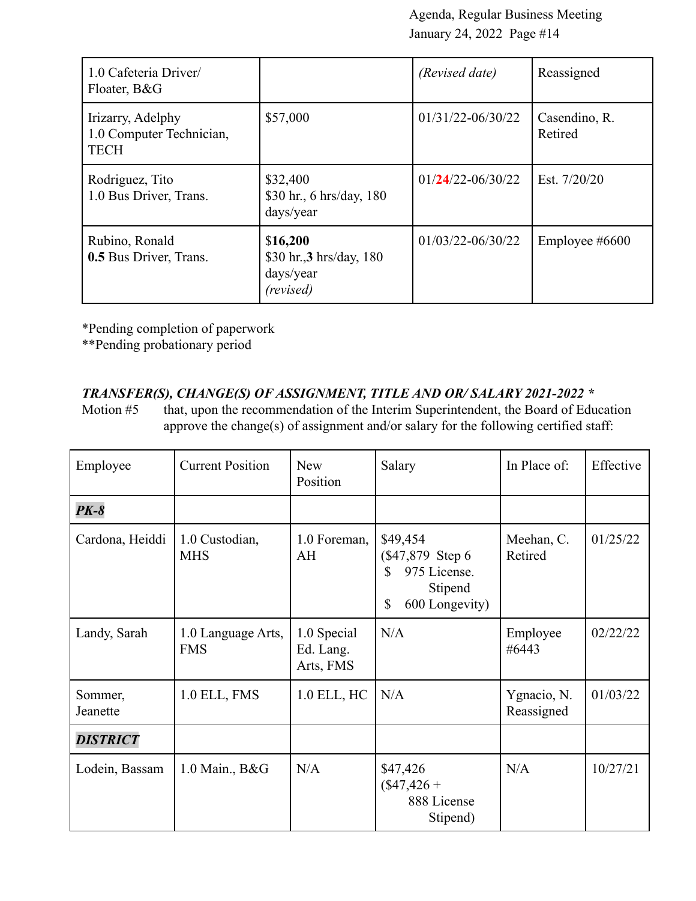| | | | |
|---|---|---|---|
| 1.0 Cafeteria Driver/ Floater, B&G | | *(Revised date)* | Reassigned |
| Irizarry, Adelphy<br>1.0 Computer Technician, TECH | $57,000 | 01/31/22-06/30/22 | Casendino, R.<br>Retired |
| Rodriguez, Tito<br>1.0 Bus Driver, Trans. | $32,400<br>$30 hr., 6 hrs/day, 180 days/year | 01/**24**/22-06/30/22 | Est. 7/20/20 |
| Rubino, Ronald<br>**0.5** Bus Driver, Trans. | $**16,200**<br>$30 hr.,**3** hrs/day, 180 days/year<br>*(revised)* | 01/03/22-06/30/22 | Employee #6600 |

*Pending completion of paperwork
**Pending probationary period

***TRANSFER(S), CHANGE(S) OF ASSIGNMENT, TITLE AND OR/ SALARY 2021-2022 ****

Motion #5 that, upon the recommendation of the Interim Superintendent, the Board of Education approve the change(s) of assignment and/or salary for the following certified staff:

| Employee | Current Position | New Position | Salary | In Place of: | Effective |
|---|---|---|---|---|---|
| ***PK-8*** | | | | | |
| Cardona, Heiddi | 1.0 Custodian, MHS | 1.0 Foreman, AH | $49,454<br>($47,879 Step 6<br>$ 975 License. Stipend<br>$ 600 Longevity) | Meehan, C.<br>Retired | 01/25/22 |
| Landy, Sarah | 1.0 Language Arts, FMS | 1.0 Special Ed. Lang. Arts, FMS | N/A | Employee #6443 | 02/22/22 |
| Sommer, Jeanette | 1.0 ELL, FMS | 1.0 ELL, HC | N/A | Ygnacio, N.<br>Reassigned | 01/03/22 |
| ***DISTRICT*** | | | | | |
| Lodein, Bassam | 1.0 Main., B&G | N/A | $47,426<br>($47,426 +<br>888 License Stipend) | N/A | 10/27/21 |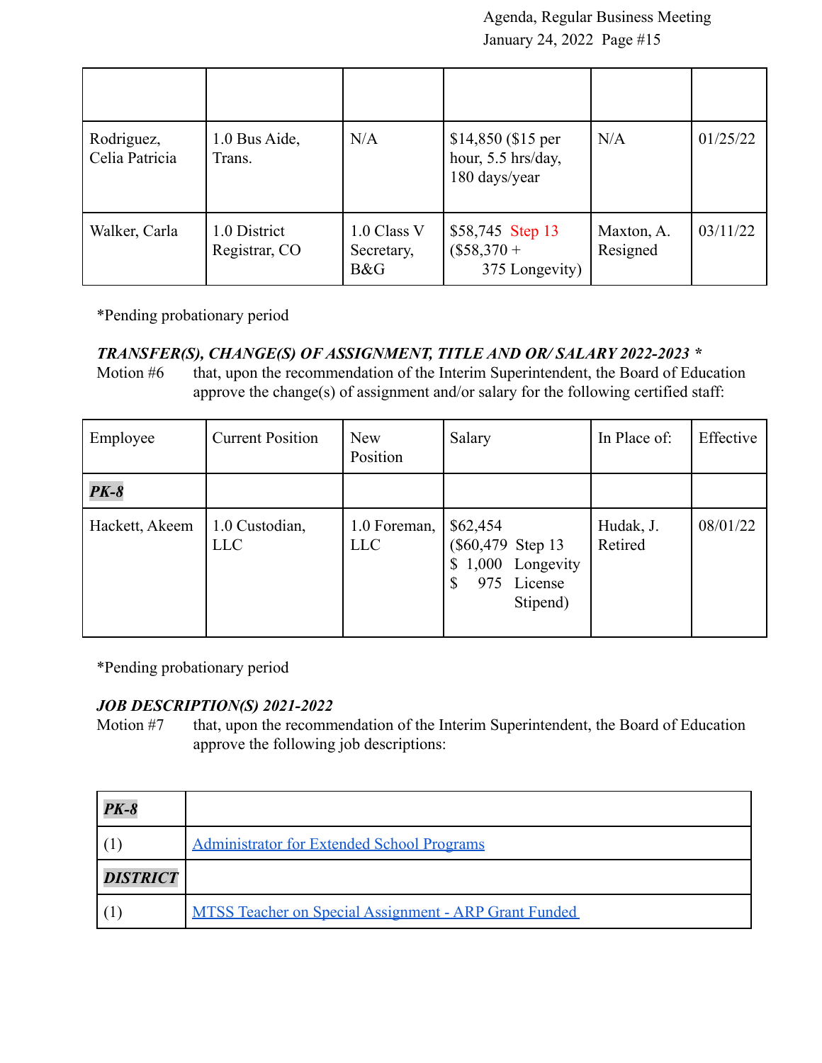| | | | | | |
|---|---|---|---|---|---|
| Rodriguez, Celia Patricia | 1.0 Bus Aide, Trans. | N/A | $14,850 ($15 per hour, 5.5 hrs/day, 180 days/year | N/A | 01/25/22 |
| Walker, Carla | 1.0 District Registrar, CO | 1.0 Class V Secretary, B&G | $58,745 Step 13 ($58,370 + 375 Longevity) | Maxton, A. Resigned | 03/11/22 |

*Pending probationary period

***TRANSFER(S), CHANGE(S) OF ASSIGNMENT, TITLE AND OR/ SALARY 2022-2023 ****

Motion #6 that, upon the recommendation of the Interim Superintendent, the Board of Education approve the change(s) of assignment and/or salary for the following certified staff:

| Employee | Current Position | New Position | Salary | In Place of: | Effective |
|---|---|---|---|---|---|
| ***PK-8*** | | | | | |
| Hackett, Akeem | 1.0 Custodian, LLC | 1.0 Foreman, LLC | $62,454 ($60,479 Step 13 $ 1,000 Longevity $ 975 License Stipend) | Hudak, J. Retired | 08/01/22 |

*Pending probationary period

***JOB DESCRIPTION(S) 2021-2022***

Motion #7 that, upon the recommendation of the Interim Superintendent, the Board of Education approve the following job descriptions:

| ***PK-8*** | |
|---|---|
| (1) | Administrator for Extended School Programs |
| ***DISTRICT*** | |
| (1) | MTSS Teacher on Special Assignment - ARP Grant Funded |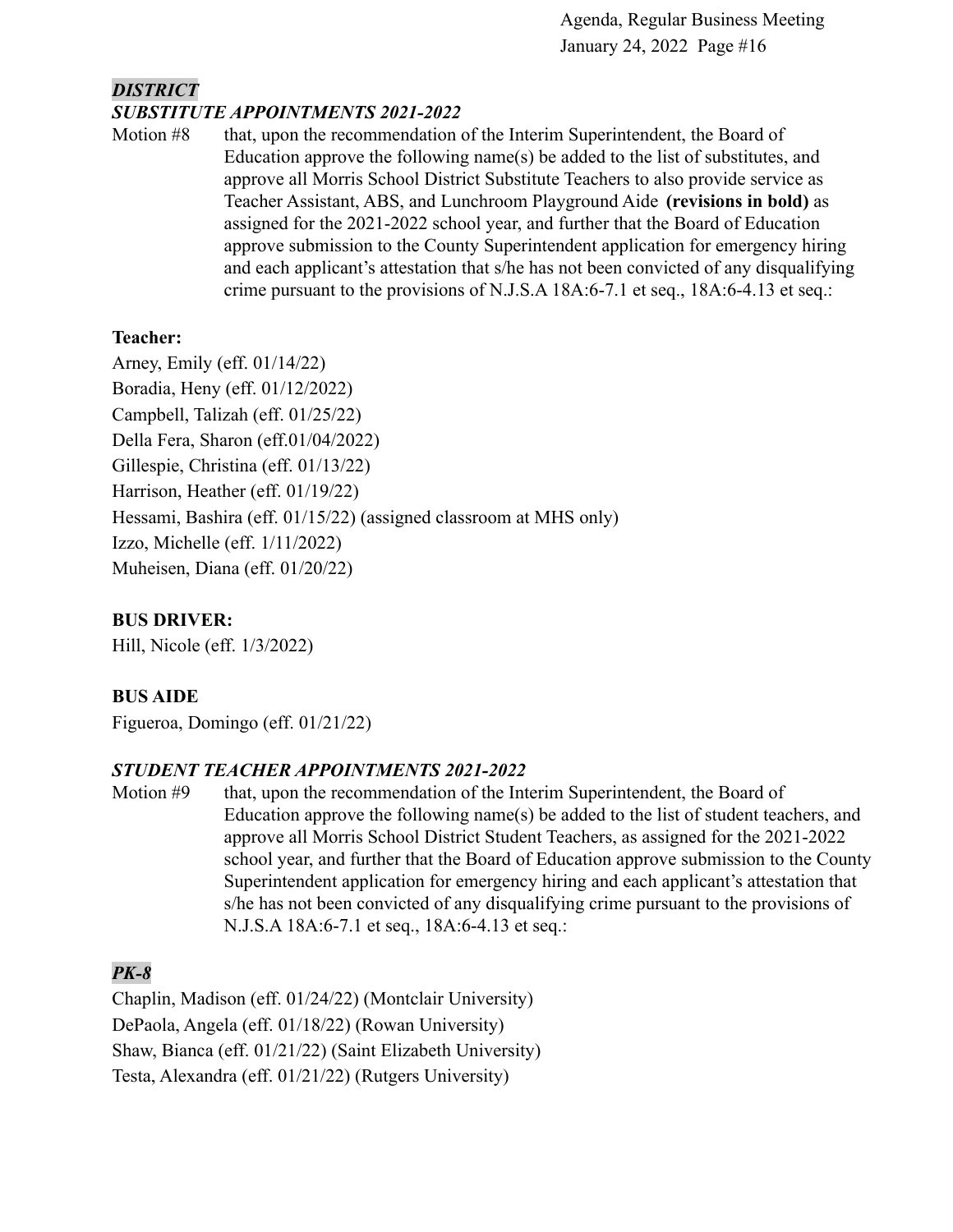### *DISTRICT*

### *SUBSTITUTE APPOINTMENTS 2021-2022*

Motion #8 that, upon the recommendation of the Interim Superintendent, the Board of Education approve the following name(s) be added to the list of substitutes, and approve all Morris School District Substitute Teachers to also provide service as Teacher Assistant, ABS, and Lunchroom Playground Aide **(revisions in bold)** as assigned for the 2021-2022 school year, and further that the Board of Education approve submission to the County Superintendent application for emergency hiring and each applicant's attestation that s/he has not been convicted of any disqualifying crime pursuant to the provisions of N.J.S.A 18A:6-7.1 et seq., 18A:6-4.13 et seq.:

**Teacher:**

Arney, Emily (eff. 01/14/22)
Boradia, Heny (eff. 01/12/2022)
Campbell, Talizah (eff. 01/25/22)
Della Fera, Sharon (eff.01/04/2022)
Gillespie, Christina (eff. 01/13/22)
Harrison, Heather (eff. 01/19/22)
Hessami, Bashira (eff. 01/15/22) (assigned classroom at MHS only)
Izzo, Michelle (eff. 1/11/2022)
Muheisen, Diana (eff. 01/20/22)

**BUS DRIVER:**

Hill, Nicole (eff. 1/3/2022)

**BUS AIDE**

Figueroa, Domingo (eff. 01/21/22)

### *STUDENT TEACHER APPOINTMENTS 2021-2022*

Motion #9 that, upon the recommendation of the Interim Superintendent, the Board of Education approve the following name(s) be added to the list of student teachers, and approve all Morris School District Student Teachers, as assigned for the 2021-2022 school year, and further that the Board of Education approve submission to the County Superintendent application for emergency hiring and each applicant's attestation that s/he has not been convicted of any disqualifying crime pursuant to the provisions of N.J.S.A 18A:6-7.1 et seq., 18A:6-4.13 et seq.:

### *PK-8*

Chaplin, Madison (eff. 01/24/22) (Montclair University)
DePaola, Angela (eff. 01/18/22) (Rowan University)
Shaw, Bianca (eff. 01/21/22) (Saint Elizabeth University)
Testa, Alexandra (eff. 01/21/22) (Rutgers University)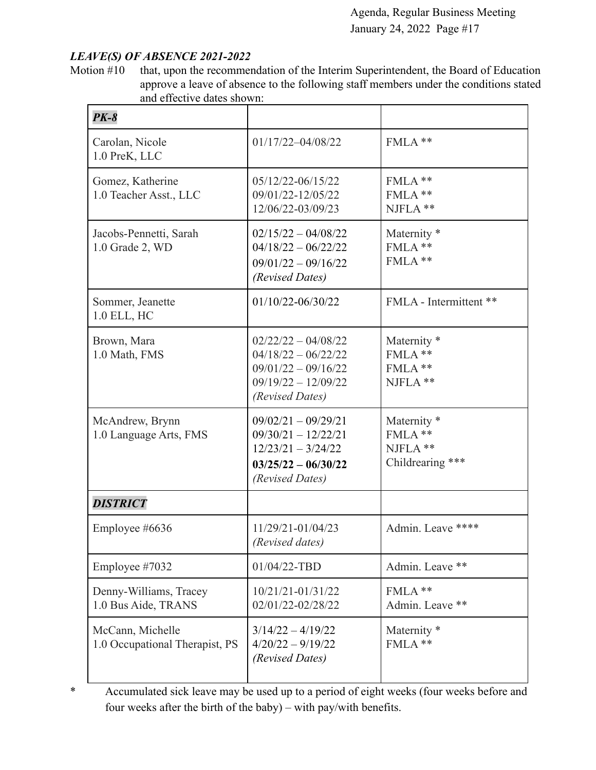### *LEAVE(S) OF ABSENCE 2021-2022*

Motion #10 that, upon the recommendation of the Interim Superintendent, the Board of Education approve a leave of absence to the following staff members under the conditions stated and effective dates shown:

| ***PK-8*** | | |
|---|---|---|
| Carolan, Nicole<br>1.0 PreK, LLC | 01/17/22–04/08/22 | FMLA ** |
| Gomez, Katherine<br>1.0 Teacher Asst., LLC | 05/12/22-06/15/22<br>09/01/22-12/05/22<br>12/06/22-03/09/23 | FMLA **<br>FMLA **<br>NJFLA ** |
| Jacobs-Pennetti, Sarah<br>1.0 Grade 2, WD | 02/15/22 – 04/08/22<br>04/18/22 – 06/22/22<br>09/01/22 – 09/16/22<br>*(Revised Dates)* | Maternity *<br>FMLA **<br>FMLA ** |
| Sommer, Jeanette<br>1.0 ELL, HC | 01/10/22-06/30/22 | FMLA - Intermittent ** |
| Brown, Mara<br>1.0 Math, FMS | 02/22/22 – 04/08/22<br>04/18/22 – 06/22/22<br>09/01/22 – 09/16/22<br>09/19/22 – 12/09/22<br>*(Revised Dates)* | Maternity *<br>FMLA **<br>FMLA **<br>NJFLA ** |
| McAndrew, Brynn<br>1.0 Language Arts, FMS | 09/02/21 – 09/29/21<br>09/30/21 – 12/22/21<br>12/23/21 – 3/24/22<br>**03/25/22 – 06/30/22**<br>*(Revised Dates)* | Maternity *<br>FMLA **<br>NJFLA **<br>Childrearing *** |
| ***DISTRICT*** | | |
| Employee #6636 | 11/29/21-01/04/23<br>*(Revised dates)* | Admin. Leave **** |
| Employee #7032 | 01/04/22-TBD | Admin. Leave ** |
| Denny-Williams, Tracey<br>1.0 Bus Aide, TRANS | 10/21/21-01/31/22<br>02/01/22-02/28/22 | FMLA **<br>Admin. Leave ** |
| McCann, Michelle<br>1.0 Occupational Therapist, PS | 3/14/22 – 4/19/22<br>4/20/22 – 9/19/22<br>*(Revised Dates)* | Maternity *<br>FMLA ** |

\* Accumulated sick leave may be used up to a period of eight weeks (four weeks before and four weeks after the birth of the baby) – with pay/with benefits.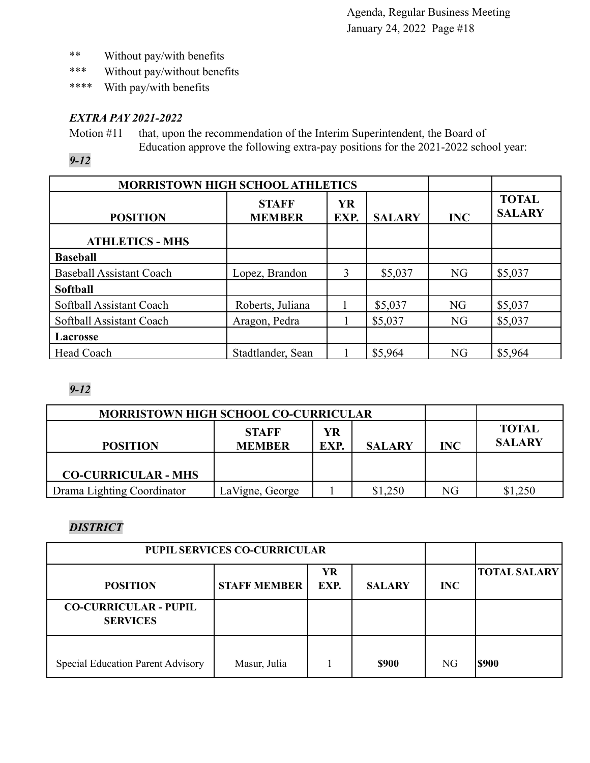** Without pay/with benefits
*** Without pay/without benefits
**** With pay/with benefits

***EXTRA PAY 2021-2022***

Motion #11 that, upon the recommendation of the Interim Superintendent, the Board of Education approve the following extra-pay positions for the 2021-2022 school year:

***9-12***

| MORRISTOWN HIGH SCHOOL ATHLETICS | | | | | |
|---|---|---|---|---|---|
| **POSITION** | **STAFF MEMBER** | **YR EXP.** | **SALARY** | **INC** | **TOTAL SALARY** |
| **ATHLETICS - MHS** | | | | | |
| **Baseball** | | | | | |
| Baseball Assistant Coach | Lopez, Brandon | 3 | $5,037 | NG | $5,037 |
| **Softball** | | | | | |
| Softball Assistant Coach | Roberts, Juliana | 1 | $5,037 | NG | $5,037 |
| Softball Assistant Coach | Aragon, Pedra | 1 | $5,037 | NG | $5,037 |
| **Lacrosse** | | | | | |
| Head Coach | Stadtlander, Sean | 1 | $5,964 | NG | $5,964 |

***9-12***

| MORRISTOWN HIGH SCHOOL CO-CURRICULAR | | | | | |
|---|---|---|---|---|---|
| **POSITION** | **STAFF MEMBER** | **YR EXP.** | **SALARY** | **INC** | **TOTAL SALARY** |
| **CO-CURRICULAR - MHS** | | | | | |
| Drama Lighting Coordinator | LaVigne, George | 1 | $1,250 | NG | $1,250 |

***DISTRICT***

| PUPIL SERVICES CO-CURRICULAR | | | | | |
|---|---|---|---|---|---|
| **POSITION** | **STAFF MEMBER** | **YR EXP.** | **SALARY** | **INC** | **TOTAL SALARY** |
| **CO-CURRICULAR - PUPIL SERVICES** | | | | | |
| Special Education Parent Advisory | Masur, Julia | 1 | **$900** | NG | **$900** |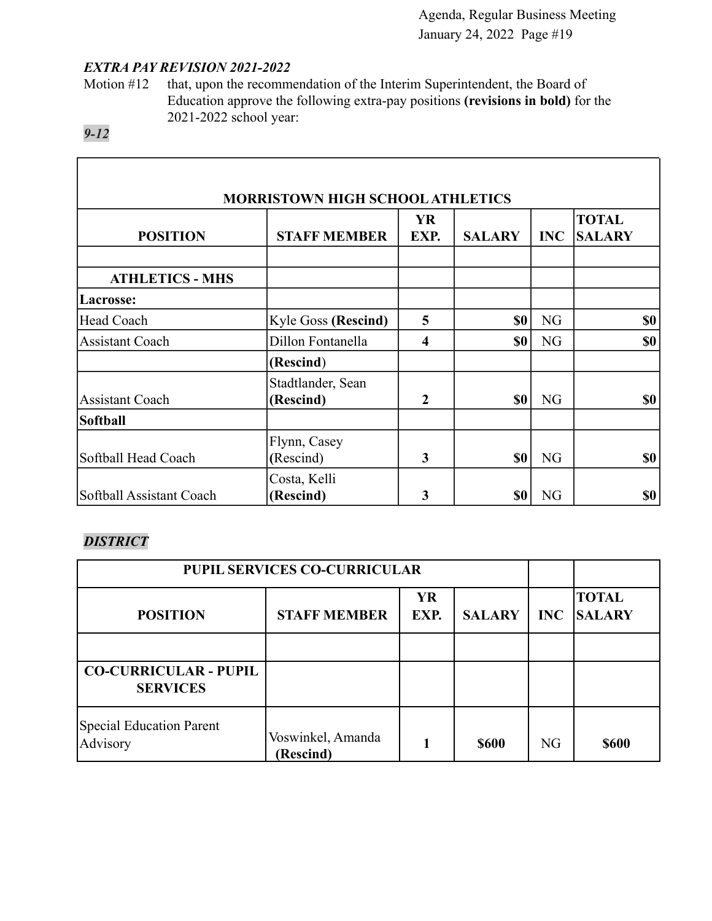***EXTRA PAY REVISION 2021-2022***

Motion #12 that, upon the recommendation of the Interim Superintendent, the Board of Education approve the following extra-pay positions **(revisions in bold)** for the 2021-2022 school year:

***9-12***

| MORRISTOWN HIGH SCHOOL ATHLETICS | | | | | |
|---|---|---|---|---|---|
| **POSITION** | **STAFF MEMBER** | **YR EXP.** | **SALARY** | **INC** | **TOTAL SALARY** |
| | | | | | |
| **ATHLETICS - MHS** | | | | | |
| **Lacrosse:** | | | | | |
| Head Coach | Kyle Goss **(Rescind)** | **5** | **$0** | NG | **$0** |
| Assistant Coach | Dillon Fontanella | **4** | **$0** | NG | **$0** |
| | **(Rescind)** | | | | |
| Assistant Coach | Stadtlander, Sean **(Rescind)** | **2** | **$0** | NG | **$0** |
| **Softball** | | | | | |
| Softball Head Coach | Flynn, Casey (Rescind) | **3** | **$0** | NG | **$0** |
| Softball Assistant Coach | Costa, Kelli **(Rescind)** | **3** | **$0** | NG | **$0** |

***DISTRICT***

| PUPIL SERVICES CO-CURRICULAR | | | | | |
|---|---|---|---|---|---|
| **POSITION** | **STAFF MEMBER** | **YR EXP.** | **SALARY** | **INC** | **TOTAL SALARY** |
| | | | | | |
| **CO-CURRICULAR - PUPIL SERVICES** | | | | | |
| Special Education Parent Advisory | Voswinkel, Amanda **(Rescind)** | **1** | **$600** | NG | **$600** |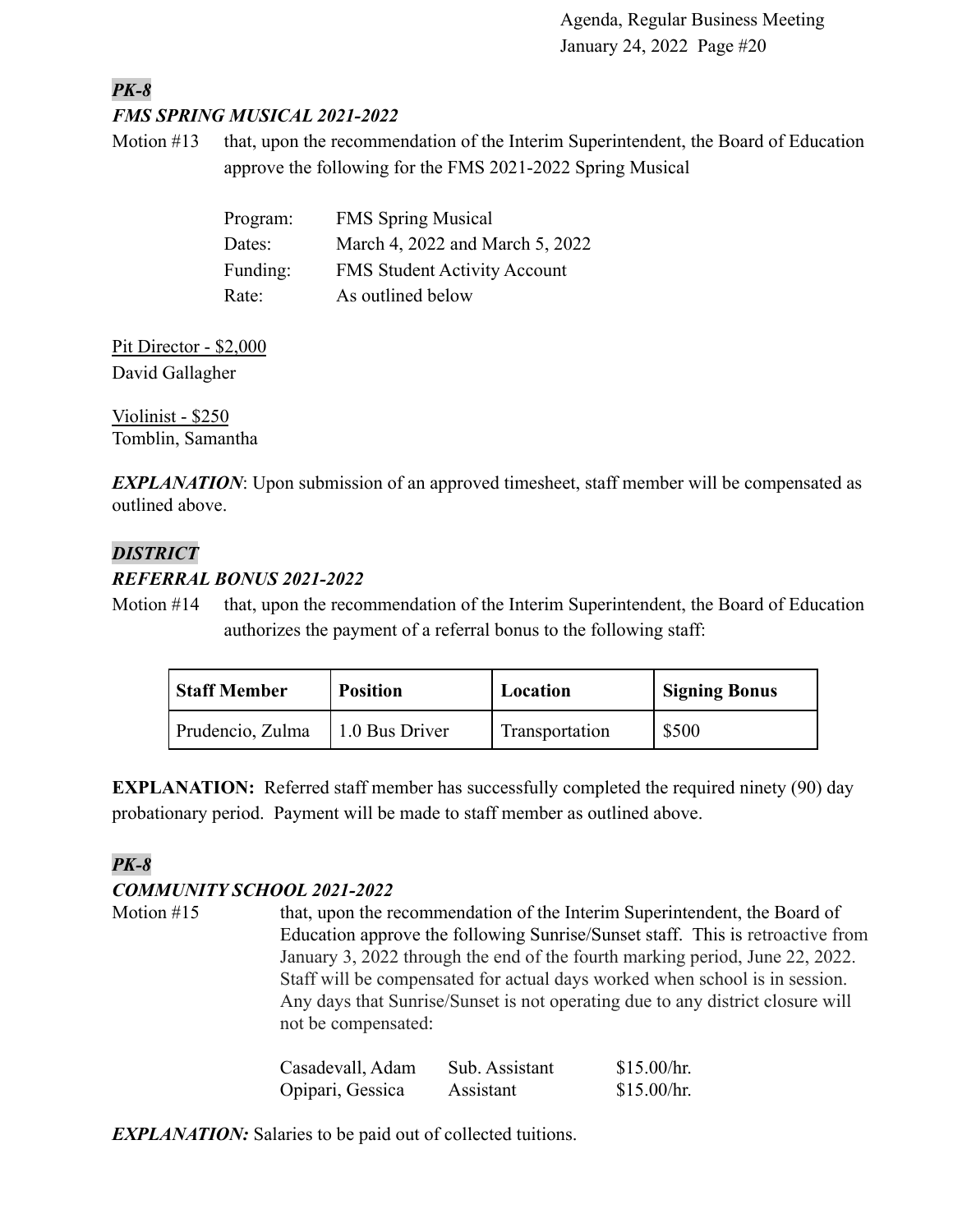***PK-8***

***FMS SPRING MUSICAL 2021-2022***

Motion #13 that, upon the recommendation of the Interim Superintendent, the Board of Education approve the following for the FMS 2021-2022 Spring Musical

| | |
|---|---|
| Program: | FMS Spring Musical |
| Dates: | March 4, 2022 and March 5, 2022 |
| Funding: | FMS Student Activity Account |
| Rate: | As outlined below |

Pit Director - $2,000
David Gallagher

Violinist - $250
Tomblin, Samantha

***EXPLANATION***: Upon submission of an approved timesheet, staff member will be compensated as outlined above.

***DISTRICT***

***REFERRAL BONUS 2021-2022***

Motion #14 that, upon the recommendation of the Interim Superintendent, the Board of Education authorizes the payment of a referral bonus to the following staff:

| Staff Member | Position | Location | Signing Bonus |
|---|---|---|---|
| Prudencio, Zulma | 1.0 Bus Driver | Transportation | $500 |

**EXPLANATION:** Referred staff member has successfully completed the required ninety (90) day probationary period. Payment will be made to staff member as outlined above.

***PK-8***

***COMMUNITY SCHOOL 2021-2022***

Motion #15 that, upon the recommendation of the Interim Superintendent, the Board of Education approve the following Sunrise/Sunset staff. This is retroactive from January 3, 2022 through the end of the fourth marking period, June 22, 2022. Staff will be compensated for actual days worked when school is in session. Any days that Sunrise/Sunset is not operating due to any district closure will not be compensated:

| | | |
|---|---|---|
| Casadevall, Adam | Sub. Assistant | $15.00/hr. |
| Opipari, Gessica | Assistant | $15.00/hr. |

***EXPLANATION:*** Salaries to be paid out of collected tuitions.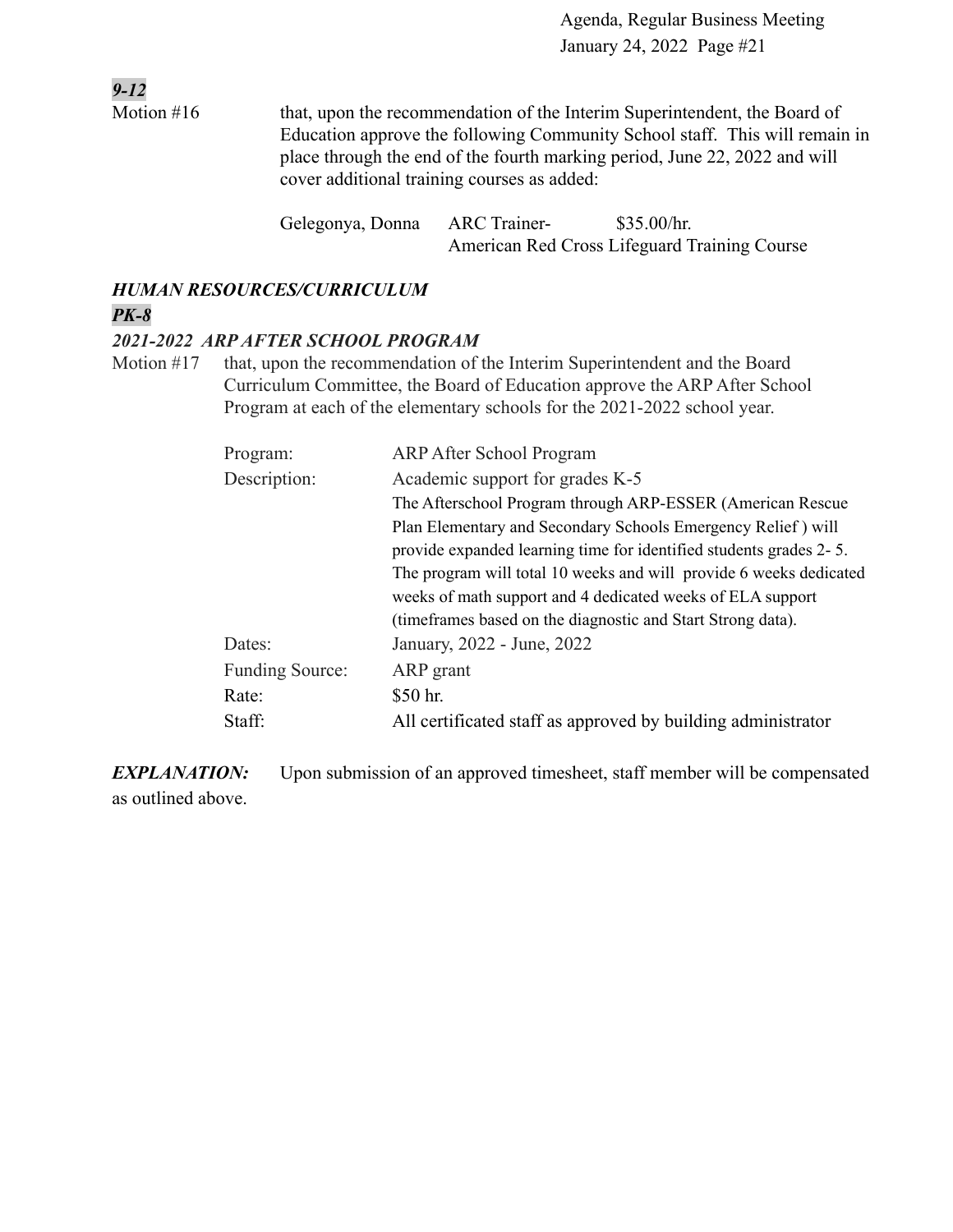***9-12***

Motion #16 that, upon the recommendation of the Interim Superintendent, the Board of Education approve the following Community School staff. This will remain in place through the end of the fourth marking period, June 22, 2022 and will cover additional training courses as added:

| | | |
|---|---|---|
| Gelegonya, Donna | ARC Trainer- American Red Cross Lifeguard Training Course | $35.00/hr. |

***HUMAN RESOURCES/CURRICULUM***

***PK-8***

***2021-2022 ARP AFTER SCHOOL PROGRAM***

Motion #17 that, upon the recommendation of the Interim Superintendent and the Board Curriculum Committee, the Board of Education approve the ARP After School Program at each of the elementary schools for the 2021-2022 school year.

| | |
|---|---|
| Program: | ARP After School Program |
| Description: | Academic support for grades K-5<br>The Afterschool Program through ARP-ESSER (American Rescue Plan Elementary and Secondary Schools Emergency Relief ) will provide expanded learning time for identified students grades 2- 5. The program will total 10 weeks and will provide 6 weeks dedicated weeks of math support and 4 dedicated weeks of ELA support (timeframes based on the diagnostic and Start Strong data). |
| Dates: | January, 2022 - June, 2022 |
| Funding Source: | ARP grant |
| Rate: | $50 hr. |
| Staff: | All certificated staff as approved by building administrator |

***EXPLANATION:*** Upon submission of an approved timesheet, staff member will be compensated as outlined above.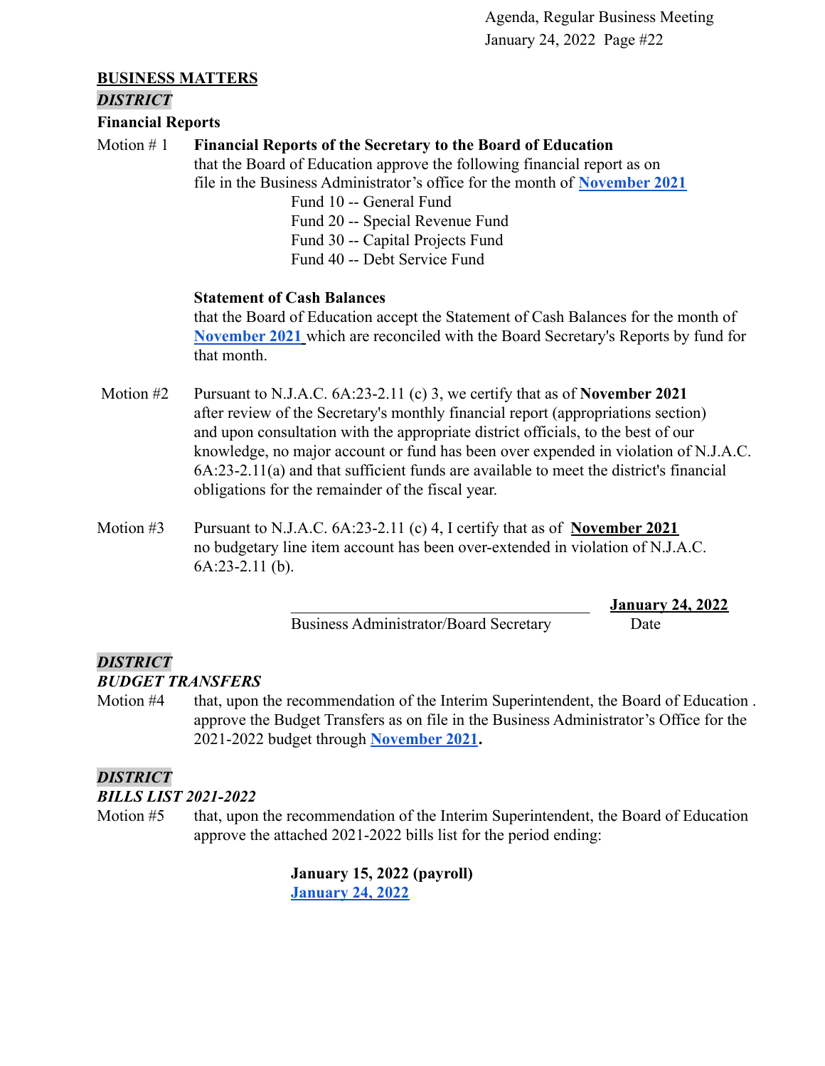**BUSINESS MATTERS**

***DISTRICT***

**Financial Reports**

Motion # 1 **Financial Reports of the Secretary to the Board of Education**
that the Board of Education approve the following financial report as on file in the Business Administrator's office for the month of **November 2021**

Fund 10 -- General Fund
Fund 20 -- Special Revenue Fund
Fund 30 -- Capital Projects Fund
Fund 40 -- Debt Service Fund

**Statement of Cash Balances**
that the Board of Education accept the Statement of Cash Balances for the month of **November 2021** which are reconciled with the Board Secretary's Reports by fund for that month.

Motion #2 Pursuant to N.J.A.C. 6A:23-2.11 (c) 3, we certify that as of **November 2021** after review of the Secretary's monthly financial report (appropriations section) and upon consultation with the appropriate district officials, to the best of our knowledge, no major account or fund has been over expended in violation of N.J.A.C. 6A:23-2.11(a) and that sufficient funds are available to meet the district's financial obligations for the remainder of the fiscal year.

Motion #3 Pursuant to N.J.A.C. 6A:23-2.11 (c) 4, I certify that as of **November 2021** no budgetary line item account has been over-extended in violation of N.J.A.C. 6A:23-2.11 (b).

\_\_\_\_\_\_\_\_\_\_\_\_\_\_\_\_\_\_\_\_\_\_\_\_\_\_\_\_\_\_\_\_\_\_\_\_ **January 24, 2022**
Business Administrator/Board Secretary Date

***DISTRICT***

***BUDGET TRANSFERS***

Motion #4 that, upon the recommendation of the Interim Superintendent, the Board of Education . approve the Budget Transfers as on file in the Business Administrator's Office for the 2021-2022 budget through **November 2021.**

***DISTRICT***

***BILLS LIST 2021-2022***

Motion #5 that, upon the recommendation of the Interim Superintendent, the Board of Education approve the attached 2021-2022 bills list for the period ending:

**January 15, 2022 (payroll)**
**January 24, 2022**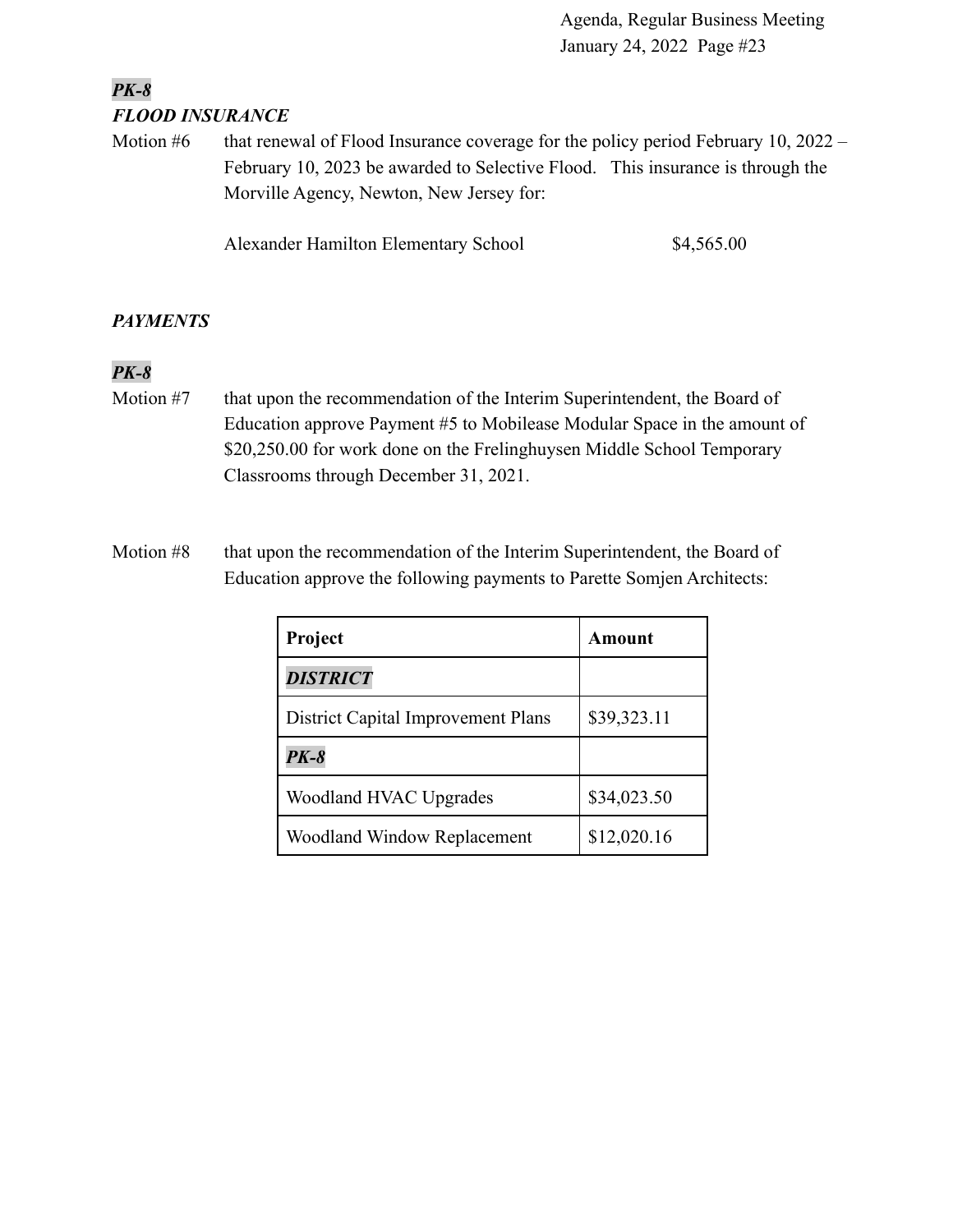***PK-8***

***FLOOD INSURANCE***

Motion #6 that renewal of Flood Insurance coverage for the policy period February 10, 2022 – February 10, 2023 be awarded to Selective Flood. This insurance is through the Morville Agency, Newton, New Jersey for:

Alexander Hamilton Elementary School $4,565.00

***PAYMENTS***

***PK-8***

Motion #7 that upon the recommendation of the Interim Superintendent, the Board of Education approve Payment #5 to Mobilease Modular Space in the amount of $20,250.00 for work done on the Frelinghuysen Middle School Temporary Classrooms through December 31, 2021.

Motion #8 that upon the recommendation of the Interim Superintendent, the Board of Education approve the following payments to Parette Somjen Architects:

| **Project** | **Amount** |
|---|---|
| ***DISTRICT*** | |
| District Capital Improvement Plans | $39,323.11 |
| ***PK-8*** | |
| Woodland HVAC Upgrades | $34,023.50 |
| Woodland Window Replacement | $12,020.16 |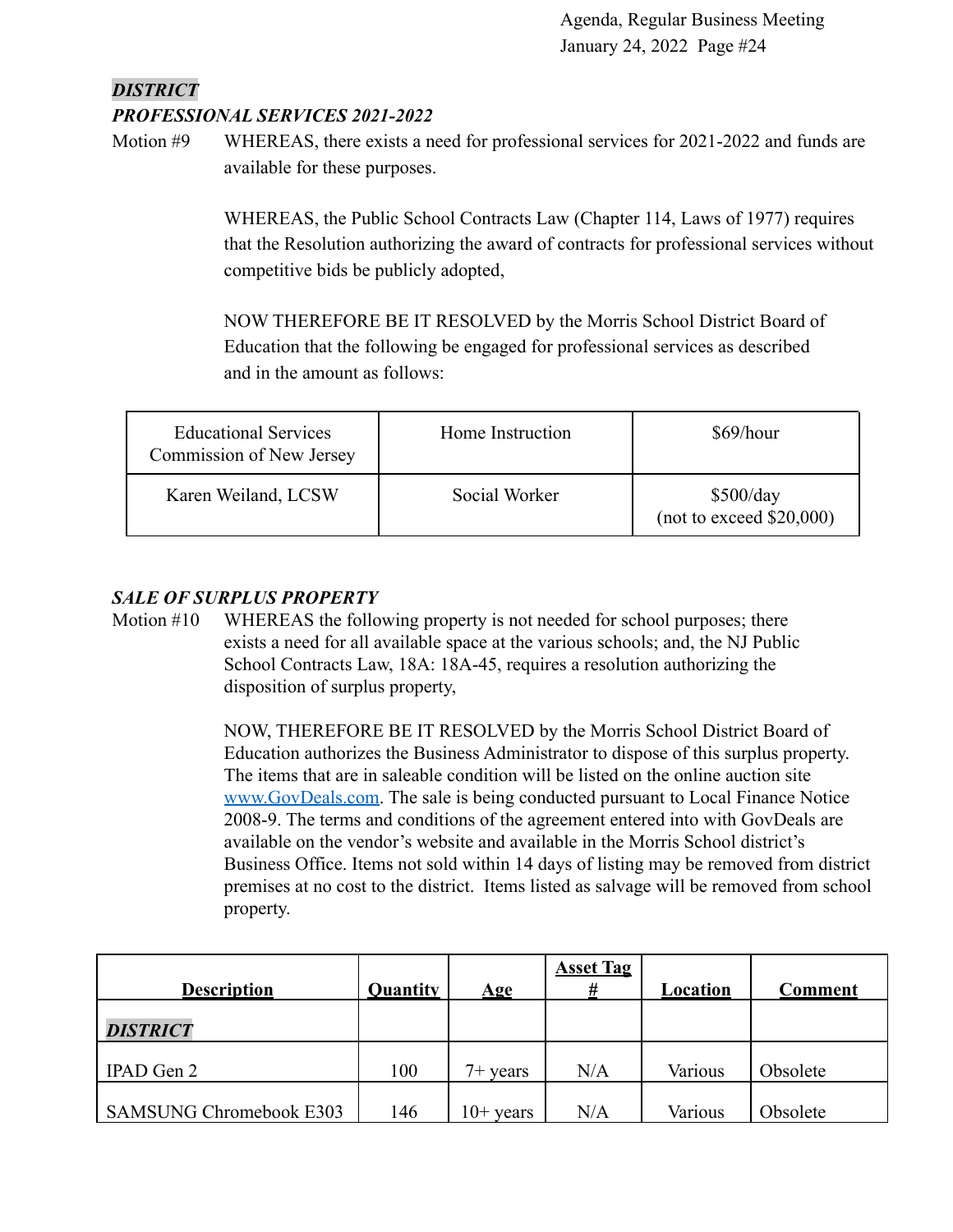***DISTRICT***

***PROFESSIONAL SERVICES 2021-2022***

Motion #9 WHEREAS, there exists a need for professional services for 2021-2022 and funds are available for these purposes.

WHEREAS, the Public School Contracts Law (Chapter 114, Laws of 1977) requires that the Resolution authorizing the award of contracts for professional services without competitive bids be publicly adopted,

NOW THEREFORE BE IT RESOLVED by the Morris School District Board of Education that the following be engaged for professional services as described and in the amount as follows:

| | | |
|---|---|---|
| Educational Services Commission of New Jersey | Home Instruction | $69/hour |
| Karen Weiland, LCSW | Social Worker | $500/day (not to exceed $20,000) |

***SALE OF SURPLUS PROPERTY***

Motion #10 WHEREAS the following property is not needed for school purposes; there exists a need for all available space at the various schools; and, the NJ Public School Contracts Law, 18A: 18A-45, requires a resolution authorizing the disposition of surplus property,

NOW, THEREFORE BE IT RESOLVED by the Morris School District Board of Education authorizes the Business Administrator to dispose of this surplus property. The items that are in saleable condition will be listed on the online auction site www.GovDeals.com. The sale is being conducted pursuant to Local Finance Notice 2008-9. The terms and conditions of the agreement entered into with GovDeals are available on the vendor's website and available in the Morris School district's Business Office. Items not sold within 14 days of listing may be removed from district premises at no cost to the district. Items listed as salvage will be removed from school property.

| Description | Quantity | Age | Asset Tag # | Location | Comment |
|---|---|---|---|---|---|
| ***DISTRICT*** | | | | | |
| IPAD Gen 2 | 100 | 7+ years | N/A | Various | Obsolete |
| SAMSUNG Chromebook E303 | 146 | 10+ years | N/A | Various | Obsolete |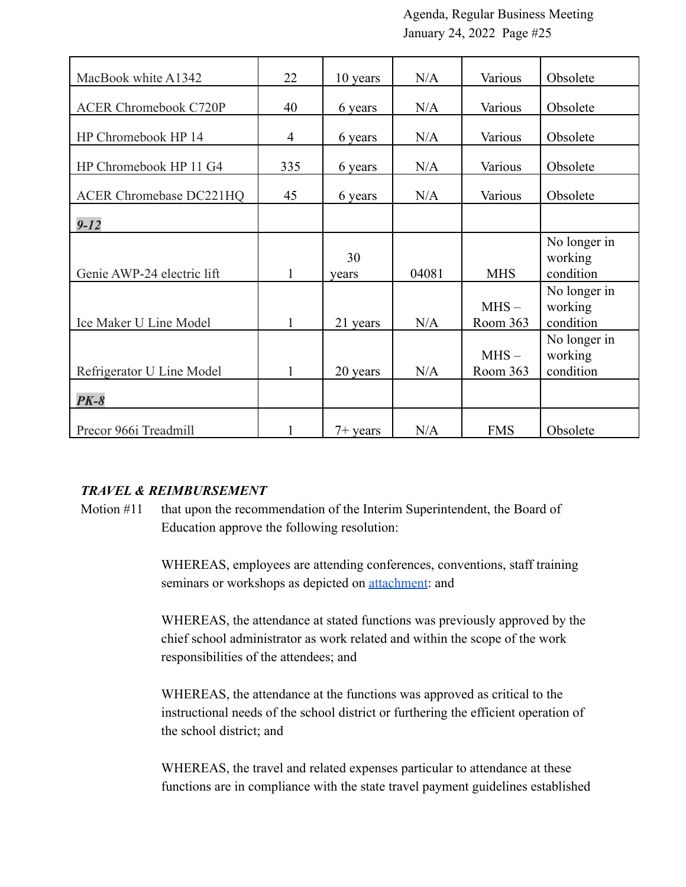| | | | | | |
|---|---|---|---|---|---|
| MacBook white A1342 | 22 | 10 years | N/A | Various | Obsolete |
| ACER Chromebook C720P | 40 | 6 years | N/A | Various | Obsolete |
| HP Chromebook HP 14 | 4 | 6 years | N/A | Various | Obsolete |
| HP Chromebook HP 11 G4 | 335 | 6 years | N/A | Various | Obsolete |
| ACER Chromebase DC221HQ | 45 | 6 years | N/A | Various | Obsolete |
| ***9-12*** | | | | | |
| Genie AWP-24 electric lift | 1 | 30 years | 04081 | MHS | No longer in working condition |
| Ice Maker U Line Model | 1 | 21 years | N/A | MHS – Room 363 | No longer in working condition |
| Refrigerator U Line Model | 1 | 20 years | N/A | MHS – Room 363 | No longer in working condition |
| ***PK-8*** | | | | | |
| Precor 966i Treadmill | 1 | 7+ years | N/A | FMS | Obsolete |

***TRAVEL & REIMBURSEMENT***

Motion #11 that upon the recommendation of the Interim Superintendent, the Board of Education approve the following resolution:

WHEREAS, employees are attending conferences, conventions, staff training seminars or workshops as depicted on attachment: and

WHEREAS, the attendance at stated functions was previously approved by the chief school administrator as work related and within the scope of the work responsibilities of the attendees; and

WHEREAS, the attendance at the functions was approved as critical to the instructional needs of the school district or furthering the efficient operation of the school district; and

WHEREAS, the travel and related expenses particular to attendance at these functions are in compliance with the state travel payment guidelines established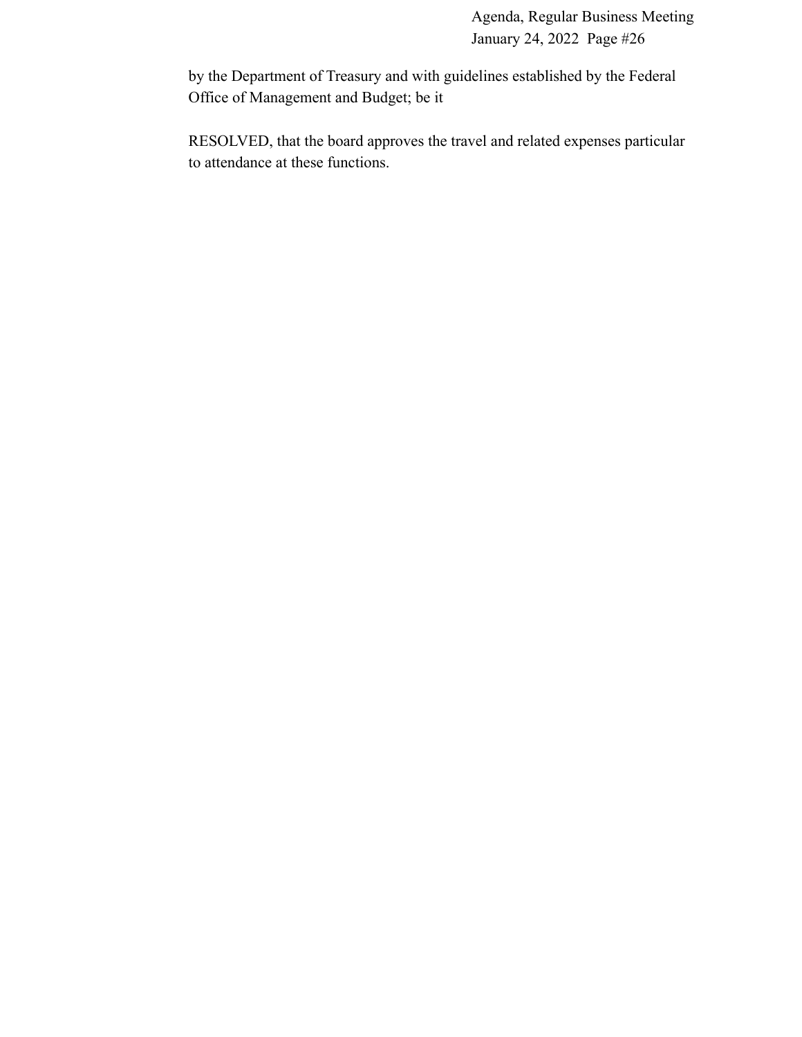by the Department of Treasury and with guidelines established by the Federal Office of Management and Budget; be it

RESOLVED, that the board approves the travel and related expenses particular to attendance at these functions.